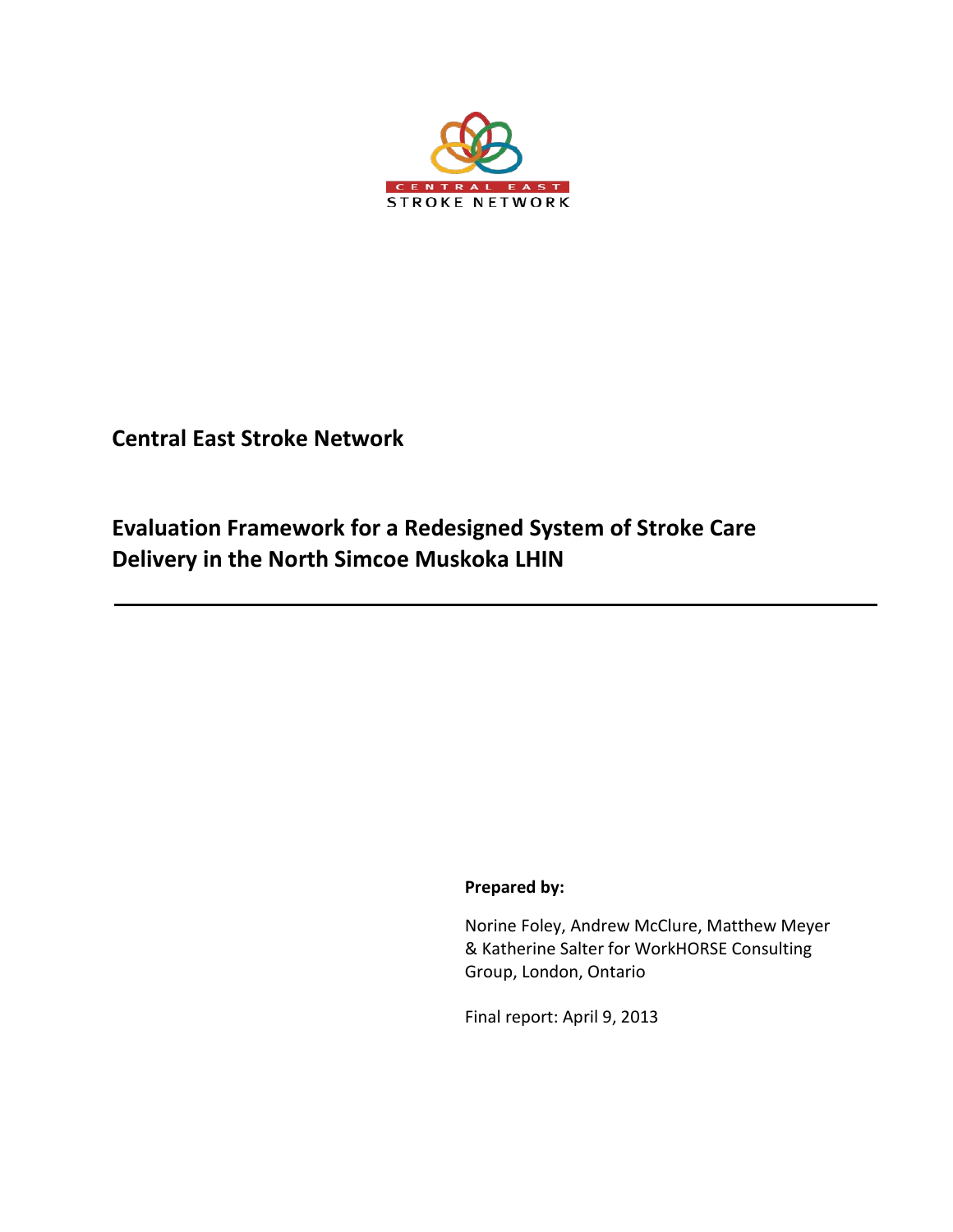CENTRAL EAST
STROKE NETWORK

**Central East Stroke Network**

# Evaluation Framework for a Redesigned System of Stroke Care Delivery in the North Simcoe Muskoka LHIN

---

**Prepared by:**

Norine Foley, Andrew McClure, Matthew Meyer & Katherine Salter for WorkHORSE Consulting Group, London, Ontario

Final report: April 9, 2013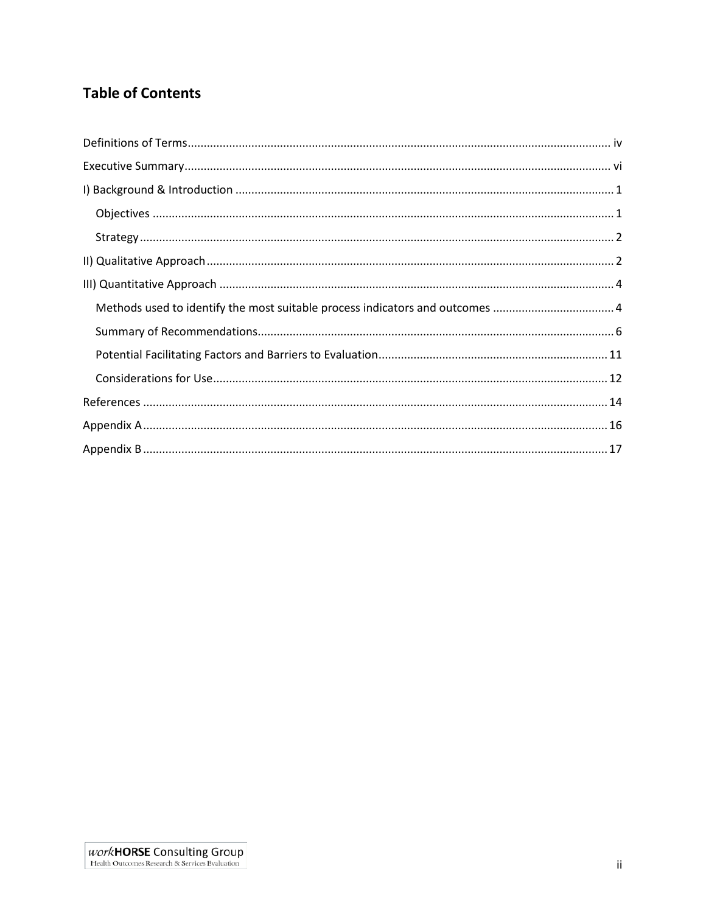## Table of Contents

Definitions of Terms ..... iv

Executive Summary ..... vi

I) Background & Introduction ..... 1

- Objectives ..... 1
- Strategy ..... 2

II) Qualitative Approach ..... 2

III) Quantitative Approach ..... 4

- Methods used to identify the most suitable process indicators and outcomes ..... 4
- Summary of Recommendations ..... 6
- Potential Facilitating Factors and Barriers to Evaluation ..... 11
- Considerations for Use ..... 12

References ..... 14

Appendix A ..... 16

Appendix B ..... 17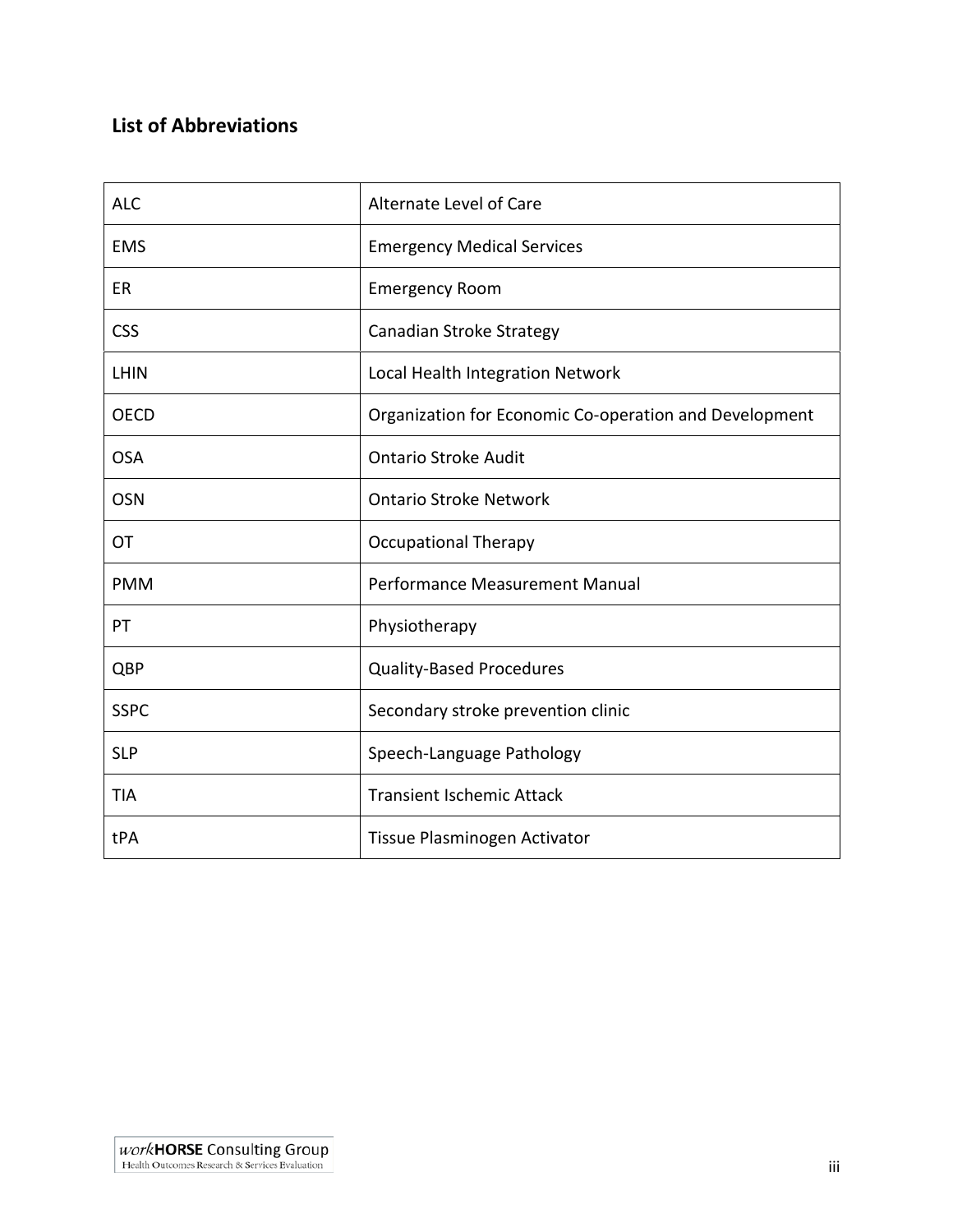## List of Abbreviations

| | |
|---|---|
| ALC | Alternate Level of Care |
| EMS | Emergency Medical Services |
| ER | Emergency Room |
| CSS | Canadian Stroke Strategy |
| LHIN | Local Health Integration Network |
| OECD | Organization for Economic Co-operation and Development |
| OSA | Ontario Stroke Audit |
| OSN | Ontario Stroke Network |
| OT | Occupational Therapy |
| PMM | Performance Measurement Manual |
| PT | Physiotherapy |
| QBP | Quality-Based Procedures |
| SSPC | Secondary stroke prevention clinic |
| SLP | Speech-Language Pathology |
| TIA | Transient Ischemic Attack |
| tPA | Tissue Plasminogen Activator |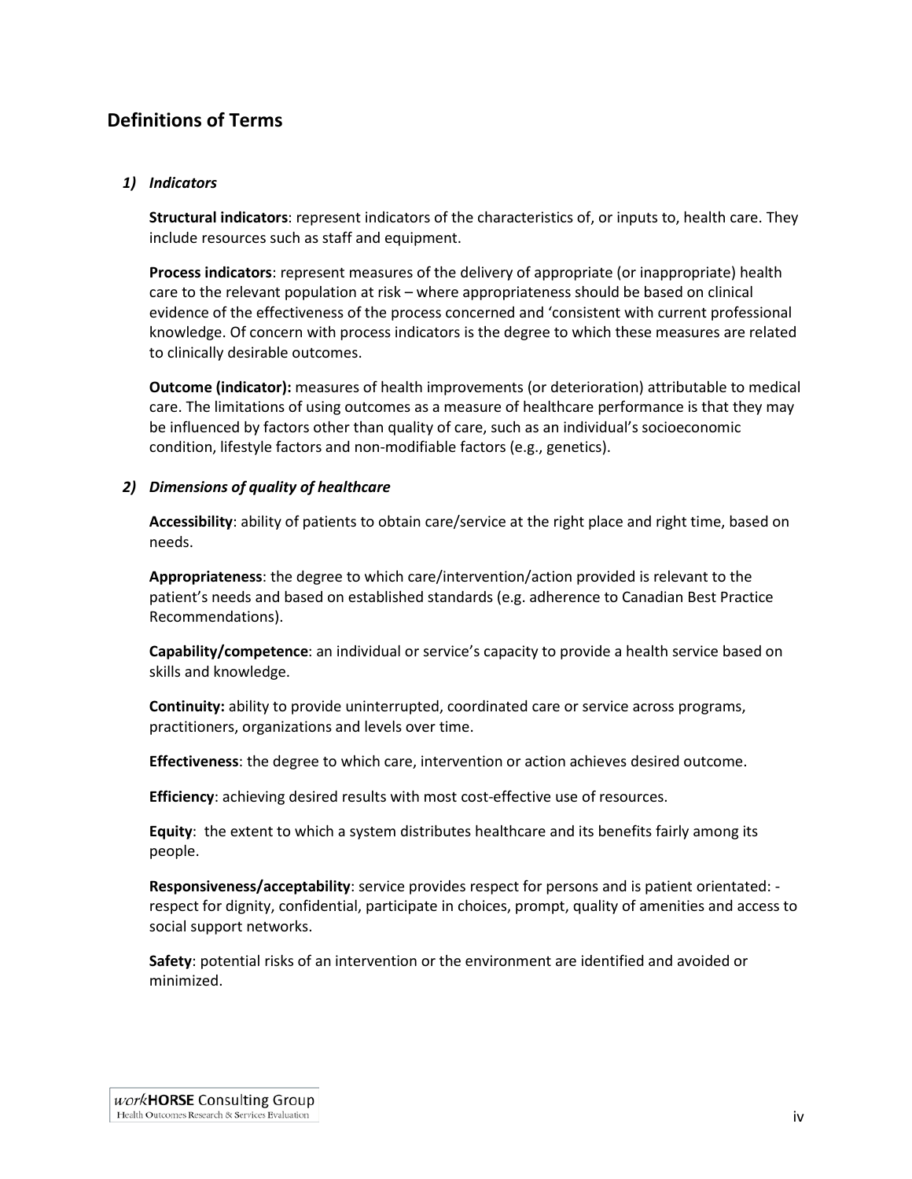## Definitions of Terms

### *1) Indicators*

**Structural indicators**: represent indicators of the characteristics of, or inputs to, health care. They include resources such as staff and equipment.

**Process indicators**: represent measures of the delivery of appropriate (or inappropriate) health care to the relevant population at risk – where appropriateness should be based on clinical evidence of the effectiveness of the process concerned and 'consistent with current professional knowledge. Of concern with process indicators is the degree to which these measures are related to clinically desirable outcomes.

**Outcome (indicator):** measures of health improvements (or deterioration) attributable to medical care. The limitations of using outcomes as a measure of healthcare performance is that they may be influenced by factors other than quality of care, such as an individual's socioeconomic condition, lifestyle factors and non-modifiable factors (e.g., genetics).

### *2) Dimensions of quality of healthcare*

**Accessibility**: ability of patients to obtain care/service at the right place and right time, based on needs.

**Appropriateness**: the degree to which care/intervention/action provided is relevant to the patient's needs and based on established standards (e.g. adherence to Canadian Best Practice Recommendations).

**Capability/competence**: an individual or service's capacity to provide a health service based on skills and knowledge.

**Continuity:** ability to provide uninterrupted, coordinated care or service across programs, practitioners, organizations and levels over time.

**Effectiveness**: the degree to which care, intervention or action achieves desired outcome.

**Efficiency**: achieving desired results with most cost-effective use of resources.

**Equity**: the extent to which a system distributes healthcare and its benefits fairly among its people.

**Responsiveness/acceptability**: service provides respect for persons and is patient orientated: - respect for dignity, confidential, participate in choices, prompt, quality of amenities and access to social support networks.

**Safety**: potential risks of an intervention or the environment are identified and avoided or minimized.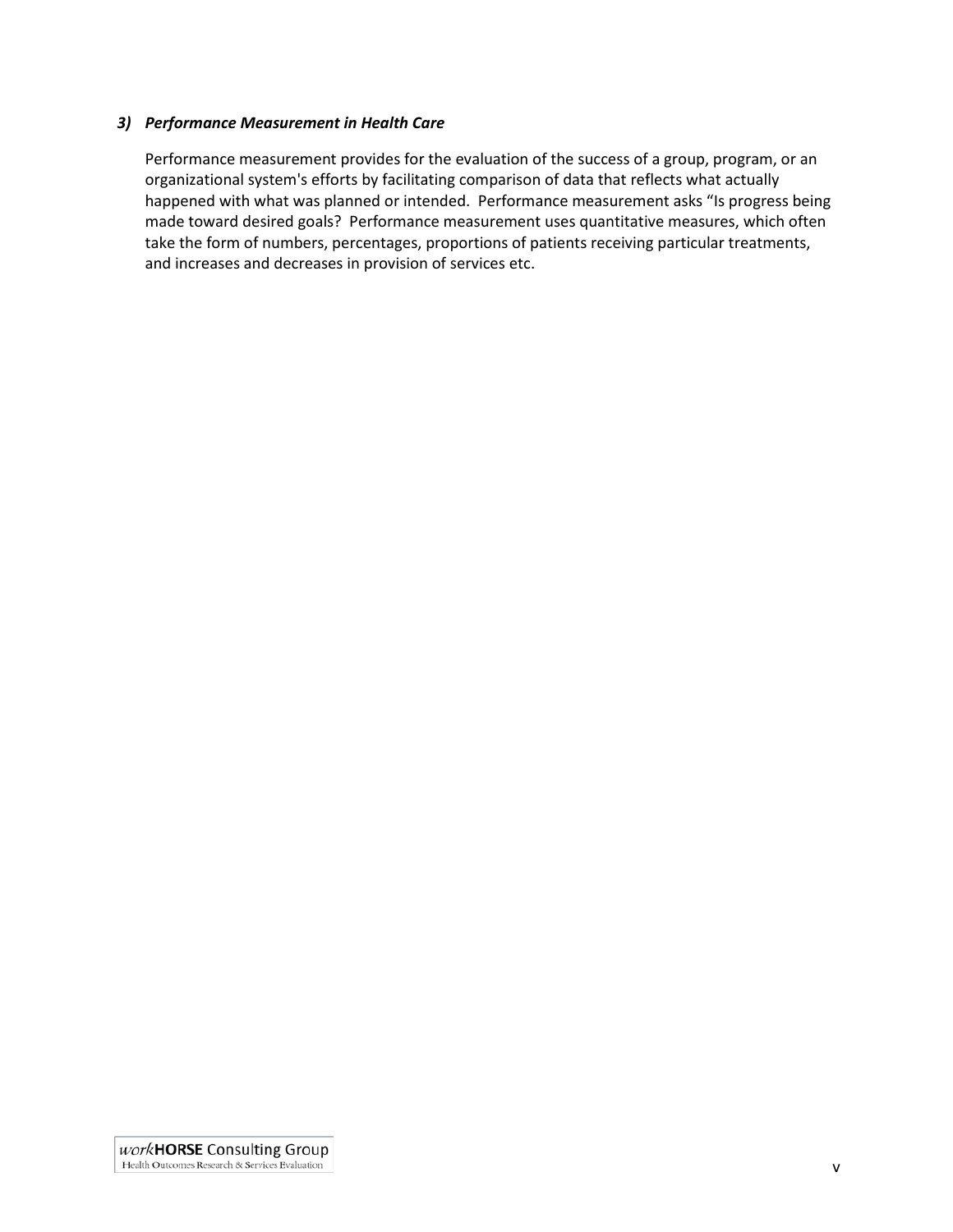### *3) Performance Measurement in Health Care*

Performance measurement provides for the evaluation of the success of a group, program, or an organizational system's efforts by facilitating comparison of data that reflects what actually happened with what was planned or intended. Performance measurement asks "Is progress being made toward desired goals? Performance measurement uses quantitative measures, which often take the form of numbers, percentages, proportions of patients receiving particular treatments, and increases and decreases in provision of services etc.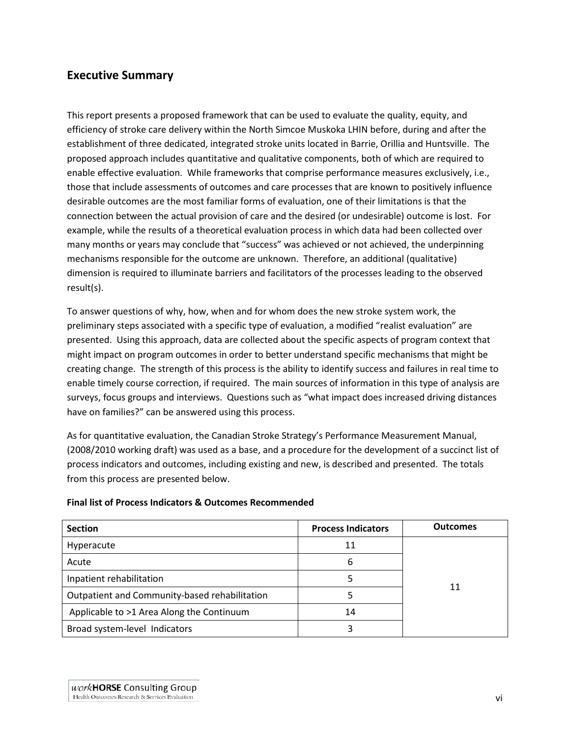## Executive Summary

This report presents a proposed framework that can be used to evaluate the quality, equity, and efficiency of stroke care delivery within the North Simcoe Muskoka LHIN before, during and after the establishment of three dedicated, integrated stroke units located in Barrie, Orillia and Huntsville. The proposed approach includes quantitative and qualitative components, both of which are required to enable effective evaluation. While frameworks that comprise performance measures exclusively, i.e., those that include assessments of outcomes and care processes that are known to positively influence desirable outcomes are the most familiar forms of evaluation, one of their limitations is that the connection between the actual provision of care and the desired (or undesirable) outcome is lost. For example, while the results of a theoretical evaluation process in which data had been collected over many months or years may conclude that "success" was achieved or not achieved, the underpinning mechanisms responsible for the outcome are unknown. Therefore, an additional (qualitative) dimension is required to illuminate barriers and facilitators of the processes leading to the observed result(s).

To answer questions of why, how, when and for whom does the new stroke system work, the preliminary steps associated with a specific type of evaluation, a modified "realist evaluation" are presented. Using this approach, data are collected about the specific aspects of program context that might impact on program outcomes in order to better understand specific mechanisms that might be creating change. The strength of this process is the ability to identify success and failures in real time to enable timely course correction, if required. The main sources of information in this type of analysis are surveys, focus groups and interviews. Questions such as "what impact does increased driving distances have on families?" can be answered using this process.

As for quantitative evaluation, the Canadian Stroke Strategy's Performance Measurement Manual, (2008/2010 working draft) was used as a base, and a procedure for the development of a succinct list of process indicators and outcomes, including existing and new, is described and presented. The totals from this process are presented below.

**Final list of Process Indicators & Outcomes Recommended**

| Section | Process Indicators | Outcomes |
|---|---|---|
| Hyperacute | 11 | 11 |
| Acute | 6 | |
| Inpatient rehabilitation | 5 | |
| Outpatient and Community-based rehabilitation | 5 | |
| Applicable to >1 Area Along the Continuum | 14 | |
| Broad system-level Indicators | 3 | |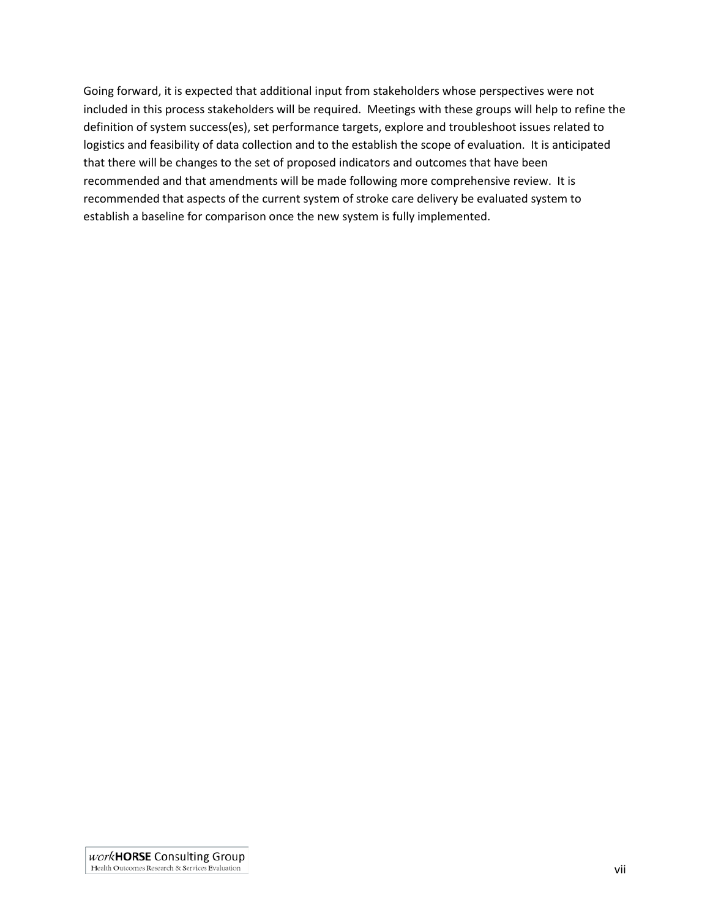Going forward, it is expected that additional input from stakeholders whose perspectives were not included in this process stakeholders will be required. Meetings with these groups will help to refine the definition of system success(es), set performance targets, explore and troubleshoot issues related to logistics and feasibility of data collection and to the establish the scope of evaluation. It is anticipated that there will be changes to the set of proposed indicators and outcomes that have been recommended and that amendments will be made following more comprehensive review. It is recommended that aspects of the current system of stroke care delivery be evaluated system to establish a baseline for comparison once the new system is fully implemented.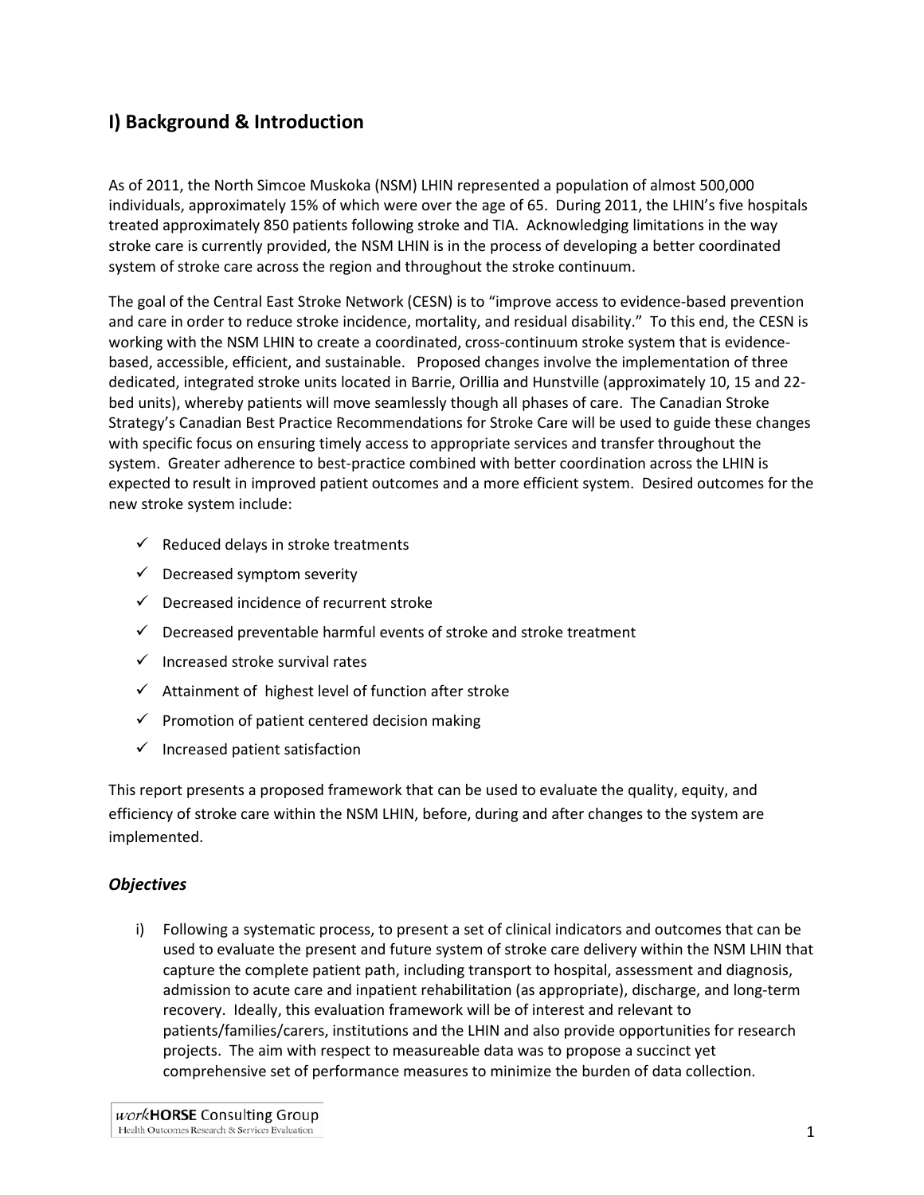## I) Background & Introduction

As of 2011, the North Simcoe Muskoka (NSM) LHIN represented a population of almost 500,000 individuals, approximately 15% of which were over the age of 65. During 2011, the LHIN's five hospitals treated approximately 850 patients following stroke and TIA. Acknowledging limitations in the way stroke care is currently provided, the NSM LHIN is in the process of developing a better coordinated system of stroke care across the region and throughout the stroke continuum.

The goal of the Central East Stroke Network (CESN) is to "improve access to evidence-based prevention and care in order to reduce stroke incidence, mortality, and residual disability." To this end, the CESN is working with the NSM LHIN to create a coordinated, cross-continuum stroke system that is evidence-based, accessible, efficient, and sustainable. Proposed changes involve the implementation of three dedicated, integrated stroke units located in Barrie, Orillia and Hunstville (approximately 10, 15 and 22-bed units), whereby patients will move seamlessly though all phases of care. The Canadian Stroke Strategy's Canadian Best Practice Recommendations for Stroke Care will be used to guide these changes with specific focus on ensuring timely access to appropriate services and transfer throughout the system. Greater adherence to best-practice combined with better coordination across the LHIN is expected to result in improved patient outcomes and a more efficient system. Desired outcomes for the new stroke system include:

- ✓ Reduced delays in stroke treatments
- ✓ Decreased symptom severity
- ✓ Decreased incidence of recurrent stroke
- ✓ Decreased preventable harmful events of stroke and stroke treatment
- ✓ Increased stroke survival rates
- ✓ Attainment of highest level of function after stroke
- ✓ Promotion of patient centered decision making
- ✓ Increased patient satisfaction

This report presents a proposed framework that can be used to evaluate the quality, equity, and efficiency of stroke care within the NSM LHIN, before, during and after changes to the system are implemented.

### *Objectives*

i) Following a systematic process, to present a set of clinical indicators and outcomes that can be used to evaluate the present and future system of stroke care delivery within the NSM LHIN that capture the complete patient path, including transport to hospital, assessment and diagnosis, admission to acute care and inpatient rehabilitation (as appropriate), discharge, and long-term recovery. Ideally, this evaluation framework will be of interest and relevant to patients/families/carers, institutions and the LHIN and also provide opportunities for research projects. The aim with respect to measureable data was to propose a succinct yet comprehensive set of performance measures to minimize the burden of data collection.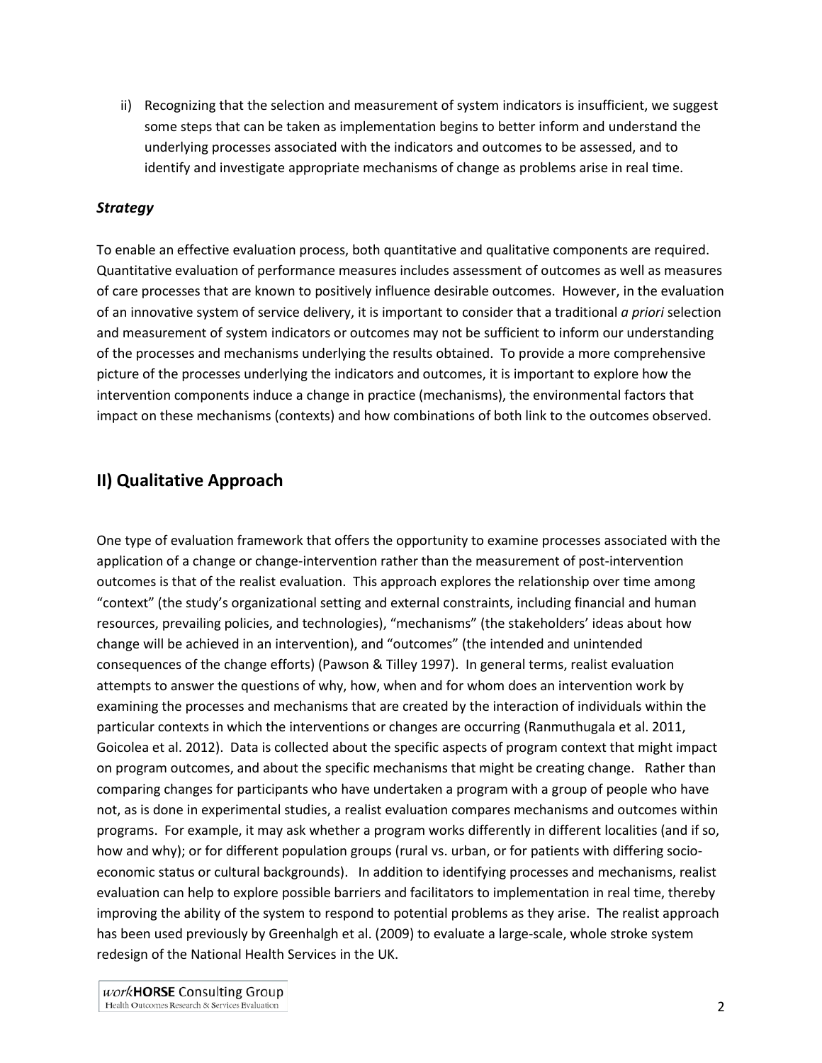ii) Recognizing that the selection and measurement of system indicators is insufficient, we suggest some steps that can be taken as implementation begins to better inform and understand the underlying processes associated with the indicators and outcomes to be assessed, and to identify and investigate appropriate mechanisms of change as problems arise in real time.

### *Strategy*

To enable an effective evaluation process, both quantitative and qualitative components are required. Quantitative evaluation of performance measures includes assessment of outcomes as well as measures of care processes that are known to positively influence desirable outcomes. However, in the evaluation of an innovative system of service delivery, it is important to consider that a traditional *a priori* selection and measurement of system indicators or outcomes may not be sufficient to inform our understanding of the processes and mechanisms underlying the results obtained. To provide a more comprehensive picture of the processes underlying the indicators and outcomes, it is important to explore how the intervention components induce a change in practice (mechanisms), the environmental factors that impact on these mechanisms (contexts) and how combinations of both link to the outcomes observed.

## II) Qualitative Approach

One type of evaluation framework that offers the opportunity to examine processes associated with the application of a change or change-intervention rather than the measurement of post-intervention outcomes is that of the realist evaluation. This approach explores the relationship over time among "context" (the study's organizational setting and external constraints, including financial and human resources, prevailing policies, and technologies), "mechanisms" (the stakeholders' ideas about how change will be achieved in an intervention), and "outcomes" (the intended and unintended consequences of the change efforts) (Pawson & Tilley 1997). In general terms, realist evaluation attempts to answer the questions of why, how, when and for whom does an intervention work by examining the processes and mechanisms that are created by the interaction of individuals within the particular contexts in which the interventions or changes are occurring (Ranmuthugala et al. 2011, Goicolea et al. 2012). Data is collected about the specific aspects of program context that might impact on program outcomes, and about the specific mechanisms that might be creating change. Rather than comparing changes for participants who have undertaken a program with a group of people who have not, as is done in experimental studies, a realist evaluation compares mechanisms and outcomes within programs. For example, it may ask whether a program works differently in different localities (and if so, how and why); or for different population groups (rural vs. urban, or for patients with differing socio-economic status or cultural backgrounds). In addition to identifying processes and mechanisms, realist evaluation can help to explore possible barriers and facilitators to implementation in real time, thereby improving the ability of the system to respond to potential problems as they arise. The realist approach has been used previously by Greenhalgh et al. (2009) to evaluate a large-scale, whole stroke system redesign of the National Health Services in the UK.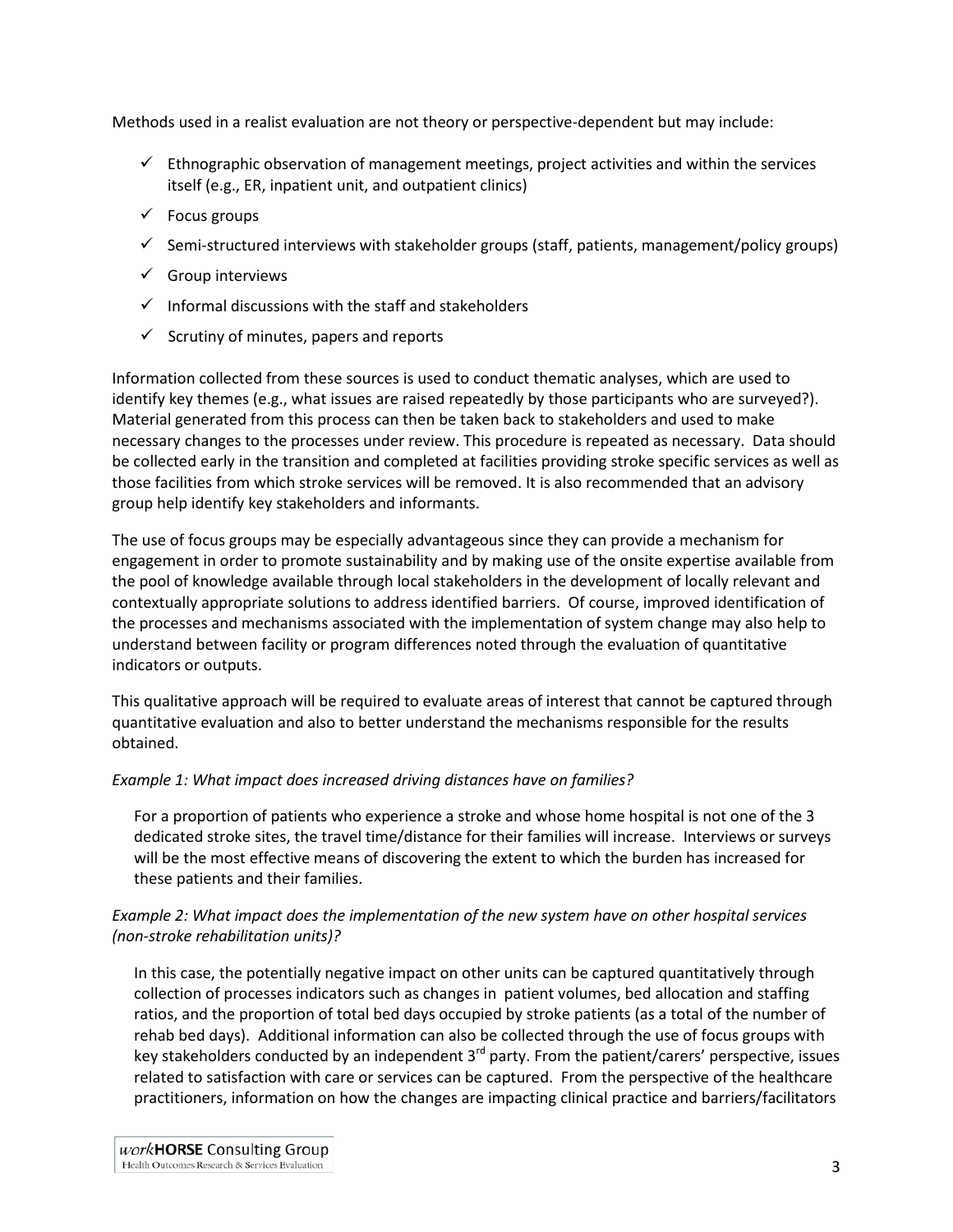Methods used in a realist evaluation are not theory or perspective-dependent but may include:

- ✓ Ethnographic observation of management meetings, project activities and within the services itself (e.g., ER, inpatient unit, and outpatient clinics)
- ✓ Focus groups
- ✓ Semi-structured interviews with stakeholder groups (staff, patients, management/policy groups)
- ✓ Group interviews
- ✓ Informal discussions with the staff and stakeholders
- ✓ Scrutiny of minutes, papers and reports

Information collected from these sources is used to conduct thematic analyses, which are used to identify key themes (e.g., what issues are raised repeatedly by those participants who are surveyed?). Material generated from this process can then be taken back to stakeholders and used to make necessary changes to the processes under review. This procedure is repeated as necessary. Data should be collected early in the transition and completed at facilities providing stroke specific services as well as those facilities from which stroke services will be removed. It is also recommended that an advisory group help identify key stakeholders and informants.

The use of focus groups may be especially advantageous since they can provide a mechanism for engagement in order to promote sustainability and by making use of the onsite expertise available from the pool of knowledge available through local stakeholders in the development of locally relevant and contextually appropriate solutions to address identified barriers. Of course, improved identification of the processes and mechanisms associated with the implementation of system change may also help to understand between facility or program differences noted through the evaluation of quantitative indicators or outputs.

This qualitative approach will be required to evaluate areas of interest that cannot be captured through quantitative evaluation and also to better understand the mechanisms responsible for the results obtained.

*Example 1: What impact does increased driving distances have on families?*

For a proportion of patients who experience a stroke and whose home hospital is not one of the 3 dedicated stroke sites, the travel time/distance for their families will increase. Interviews or surveys will be the most effective means of discovering the extent to which the burden has increased for these patients and their families.

*Example 2: What impact does the implementation of the new system have on other hospital services (non-stroke rehabilitation units)?*

In this case, the potentially negative impact on other units can be captured quantitatively through collection of processes indicators such as changes in patient volumes, bed allocation and staffing ratios, and the proportion of total bed days occupied by stroke patients (as a total of the number of rehab bed days). Additional information can also be collected through the use of focus groups with key stakeholders conducted by an independent 3rd party. From the patient/carers' perspective, issues related to satisfaction with care or services can be captured. From the perspective of the healthcare practitioners, information on how the changes are impacting clinical practice and barriers/facilitators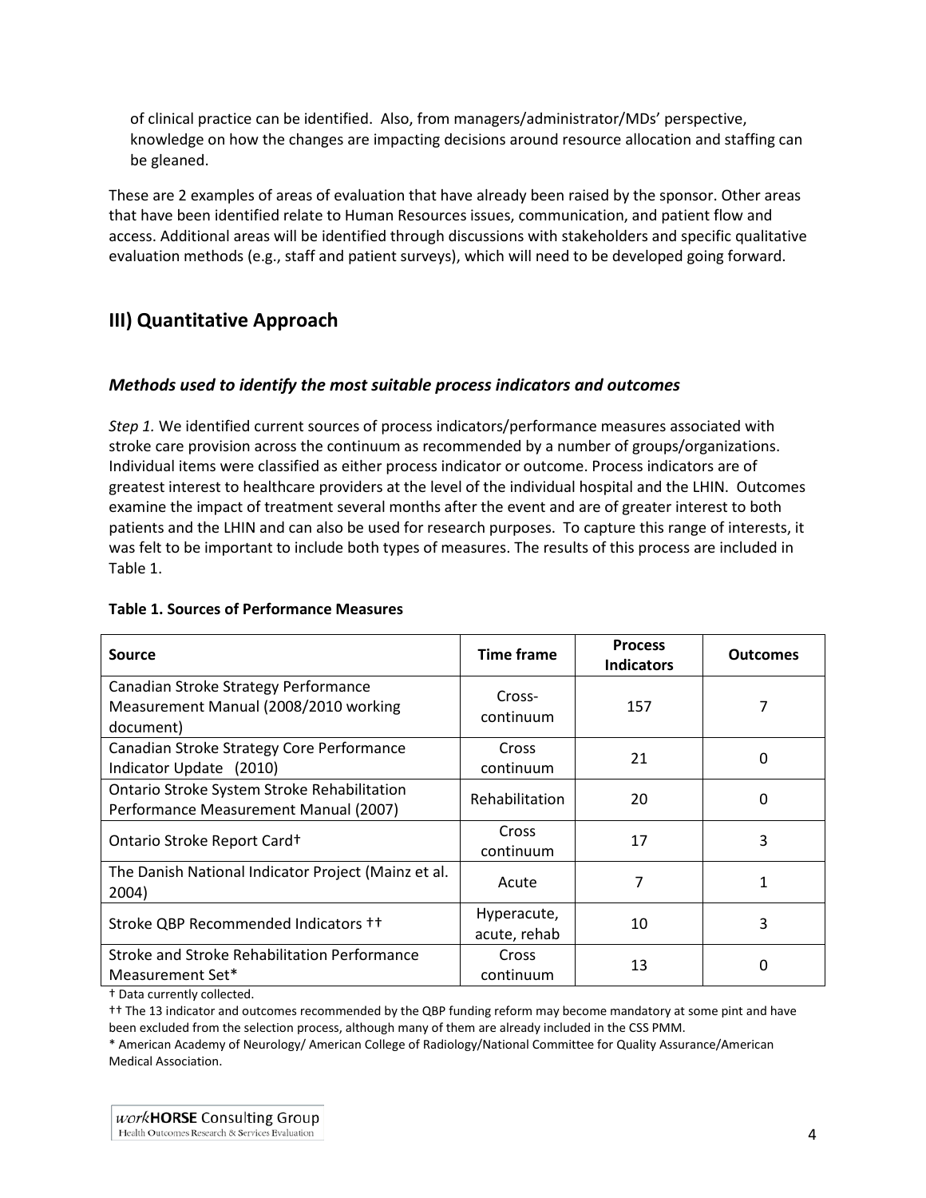of clinical practice can be identified. Also, from managers/administrator/MDs' perspective, knowledge on how the changes are impacting decisions around resource allocation and staffing can be gleaned.

These are 2 examples of areas of evaluation that have already been raised by the sponsor. Other areas that have been identified relate to Human Resources issues, communication, and patient flow and access. Additional areas will be identified through discussions with stakeholders and specific qualitative evaluation methods (e.g., staff and patient surveys), which will need to be developed going forward.

## III) Quantitative Approach

### *Methods used to identify the most suitable process indicators and outcomes*

*Step 1.* We identified current sources of process indicators/performance measures associated with stroke care provision across the continuum as recommended by a number of groups/organizations. Individual items were classified as either process indicator or outcome. Process indicators are of greatest interest to healthcare providers at the level of the individual hospital and the LHIN. Outcomes examine the impact of treatment several months after the event and are of greater interest to both patients and the LHIN and can also be used for research purposes. To capture this range of interests, it was felt to be important to include both types of measures. The results of this process are included in Table 1.

**Table 1. Sources of Performance Measures**

| Source | Time frame | Process Indicators | Outcomes |
|---|---|---|---|
| Canadian Stroke Strategy Performance Measurement Manual (2008/2010 working document) | Cross-continuum | 157 | 7 |
| Canadian Stroke Strategy Core Performance Indicator Update (2010) | Cross continuum | 21 | 0 |
| Ontario Stroke System Stroke Rehabilitation Performance Measurement Manual (2007) | Rehabilitation | 20 | 0 |
| Ontario Stroke Report Card† | Cross continuum | 17 | 3 |
| The Danish National Indicator Project (Mainz et al. 2004) | Acute | 7 | 1 |
| Stroke QBP Recommended Indicators †† | Hyperacute, acute, rehab | 10 | 3 |
| Stroke and Stroke Rehabilitation Performance Measurement Set* | Cross continuum | 13 | 0 |

† Data currently collected.

†† The 13 indicator and outcomes recommended by the QBP funding reform may become mandatory at some pint and have been excluded from the selection process, although many of them are already included in the CSS PMM.

* American Academy of Neurology/ American College of Radiology/National Committee for Quality Assurance/American Medical Association.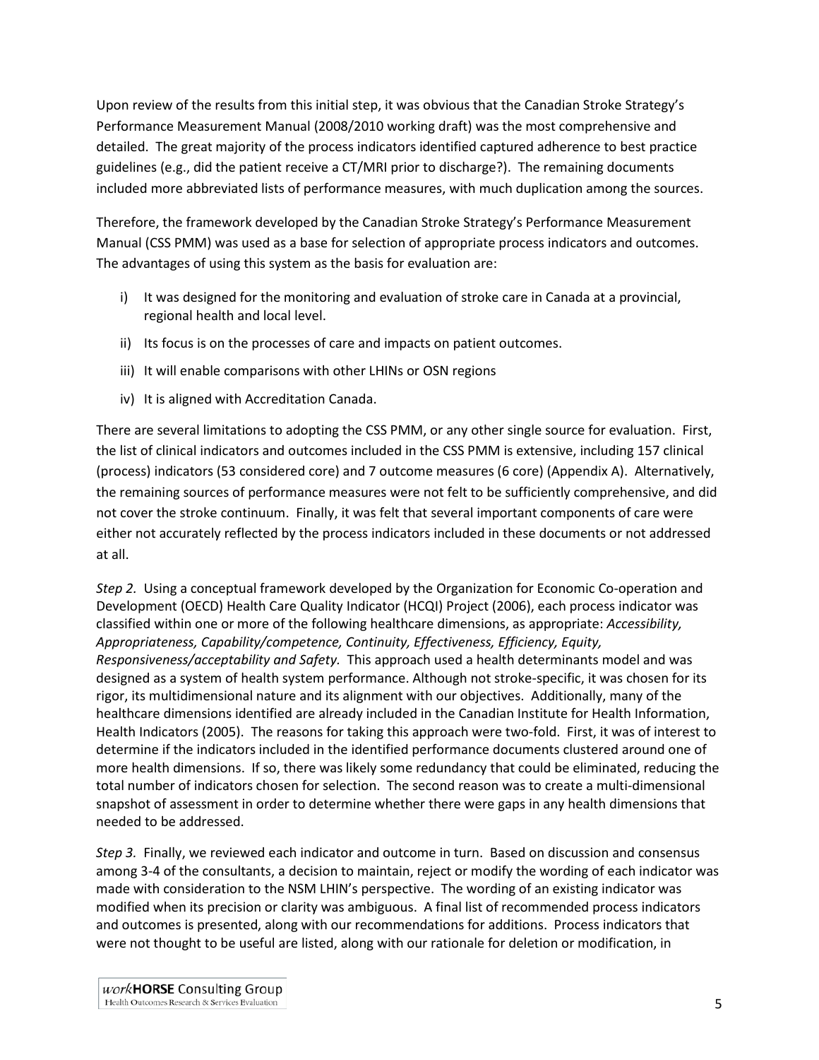Upon review of the results from this initial step, it was obvious that the Canadian Stroke Strategy's Performance Measurement Manual (2008/2010 working draft) was the most comprehensive and detailed. The great majority of the process indicators identified captured adherence to best practice guidelines (e.g., did the patient receive a CT/MRI prior to discharge?). The remaining documents included more abbreviated lists of performance measures, with much duplication among the sources.

Therefore, the framework developed by the Canadian Stroke Strategy's Performance Measurement Manual (CSS PMM) was used as a base for selection of appropriate process indicators and outcomes. The advantages of using this system as the basis for evaluation are:

i) It was designed for the monitoring and evaluation of stroke care in Canada at a provincial, regional health and local level.

ii) Its focus is on the processes of care and impacts on patient outcomes.

iii) It will enable comparisons with other LHINs or OSN regions

iv) It is aligned with Accreditation Canada.

There are several limitations to adopting the CSS PMM, or any other single source for evaluation. First, the list of clinical indicators and outcomes included in the CSS PMM is extensive, including 157 clinical (process) indicators (53 considered core) and 7 outcome measures (6 core) (Appendix A). Alternatively, the remaining sources of performance measures were not felt to be sufficiently comprehensive, and did not cover the stroke continuum. Finally, it was felt that several important components of care were either not accurately reflected by the process indicators included in these documents or not addressed at all.

*Step 2.* Using a conceptual framework developed by the Organization for Economic Co-operation and Development (OECD) Health Care Quality Indicator (HCQI) Project (2006), each process indicator was classified within one or more of the following healthcare dimensions, as appropriate: *Accessibility, Appropriateness, Capability/competence, Continuity, Effectiveness, Efficiency, Equity, Responsiveness/acceptability and Safety.* This approach used a health determinants model and was designed as a system of health system performance. Although not stroke-specific, it was chosen for its rigor, its multidimensional nature and its alignment with our objectives. Additionally, many of the healthcare dimensions identified are already included in the Canadian Institute for Health Information, Health Indicators (2005). The reasons for taking this approach were two-fold. First, it was of interest to determine if the indicators included in the identified performance documents clustered around one of more health dimensions. If so, there was likely some redundancy that could be eliminated, reducing the total number of indicators chosen for selection. The second reason was to create a multi-dimensional snapshot of assessment in order to determine whether there were gaps in any health dimensions that needed to be addressed.

*Step 3.* Finally, we reviewed each indicator and outcome in turn. Based on discussion and consensus among 3-4 of the consultants, a decision to maintain, reject or modify the wording of each indicator was made with consideration to the NSM LHIN's perspective. The wording of an existing indicator was modified when its precision or clarity was ambiguous. A final list of recommended process indicators and outcomes is presented, along with our recommendations for additions. Process indicators that were not thought to be useful are listed, along with our rationale for deletion or modification, in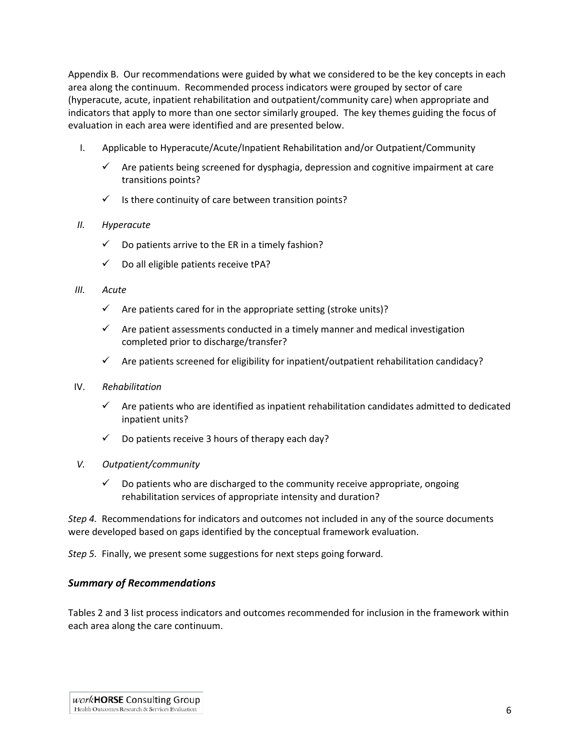Appendix B. Our recommendations were guided by what we considered to be the key concepts in each area along the continuum. Recommended process indicators were grouped by sector of care (hyperacute, acute, inpatient rehabilitation and outpatient/community care) when appropriate and indicators that apply to more than one sector similarly grouped. The key themes guiding the focus of evaluation in each area were identified and are presented below.

I. Applicable to Hyperacute/Acute/Inpatient Rehabilitation and/or Outpatient/Community

- ✓ Are patients being screened for dysphagia, depression and cognitive impairment at care transitions points?
- ✓ Is there continuity of care between transition points?

*II. Hyperacute*

- ✓ Do patients arrive to the ER in a timely fashion?
- ✓ Do all eligible patients receive tPA?

*III. Acute*

- ✓ Are patients cared for in the appropriate setting (stroke units)?
- ✓ Are patient assessments conducted in a timely manner and medical investigation completed prior to discharge/transfer?
- ✓ Are patients screened for eligibility for inpatient/outpatient rehabilitation candidacy?

IV. *Rehabilitation*

- ✓ Are patients who are identified as inpatient rehabilitation candidates admitted to dedicated inpatient units?
- ✓ Do patients receive 3 hours of therapy each day?

*V. Outpatient/community*

- ✓ Do patients who are discharged to the community receive appropriate, ongoing rehabilitation services of appropriate intensity and duration?

*Step 4.* Recommendations for indicators and outcomes not included in any of the source documents were developed based on gaps identified by the conceptual framework evaluation.

*Step 5.* Finally, we present some suggestions for next steps going forward.

### ***Summary of Recommendations***

Tables 2 and 3 list process indicators and outcomes recommended for inclusion in the framework within each area along the care continuum.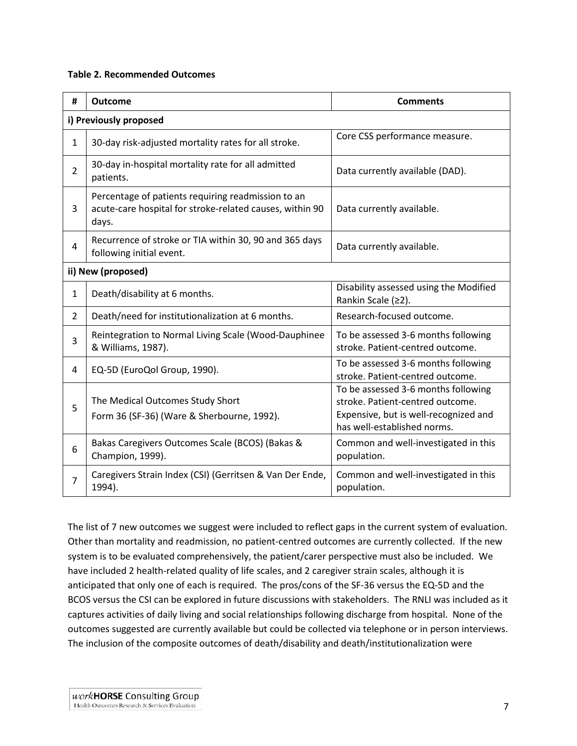**Table 2. Recommended Outcomes**

| # | Outcome | Comments |
|---|---|---|
| **i) Previously proposed** | | |
| 1 | 30-day risk-adjusted mortality rates for all stroke. | Core CSS performance measure. |
| 2 | 30-day in-hospital mortality rate for all admitted patients. | Data currently available (DAD). |
| 3 | Percentage of patients requiring readmission to an acute-care hospital for stroke-related causes, within 90 days. | Data currently available. |
| 4 | Recurrence of stroke or TIA within 30, 90 and 365 days following initial event. | Data currently available. |
| **ii) New (proposed)** | | |
| 1 | Death/disability at 6 months. | Disability assessed using the Modified Rankin Scale (≥2). |
| 2 | Death/need for institutionalization at 6 months. | Research-focused outcome. |
| 3 | Reintegration to Normal Living Scale (Wood-Dauphinee & Williams, 1987). | To be assessed 3-6 months following stroke. Patient-centred outcome. |
| 4 | EQ-5D (EuroQol Group, 1990). | To be assessed 3-6 months following stroke. Patient-centred outcome. |
| 5 | The Medical Outcomes Study Short Form 36 (SF-36) (Ware & Sherbourne, 1992). | To be assessed 3-6 months following stroke. Patient-centred outcome. Expensive, but is well-recognized and has well-established norms. |
| 6 | Bakas Caregivers Outcomes Scale (BCOS) (Bakas & Champion, 1999). | Common and well-investigated in this population. |
| 7 | Caregivers Strain Index (CSI) (Gerritsen & Van Der Ende, 1994). | Common and well-investigated in this population. |

The list of 7 new outcomes we suggest were included to reflect gaps in the current system of evaluation. Other than mortality and readmission, no patient-centred outcomes are currently collected. If the new system is to be evaluated comprehensively, the patient/carer perspective must also be included. We have included 2 health-related quality of life scales, and 2 caregiver strain scales, although it is anticipated that only one of each is required. The pros/cons of the SF-36 versus the EQ-5D and the BCOS versus the CSI can be explored in future discussions with stakeholders. The RNLI was included as it captures activities of daily living and social relationships following discharge from hospital. None of the outcomes suggested are currently available but could be collected via telephone or in person interviews. The inclusion of the composite outcomes of death/disability and death/institutionalization were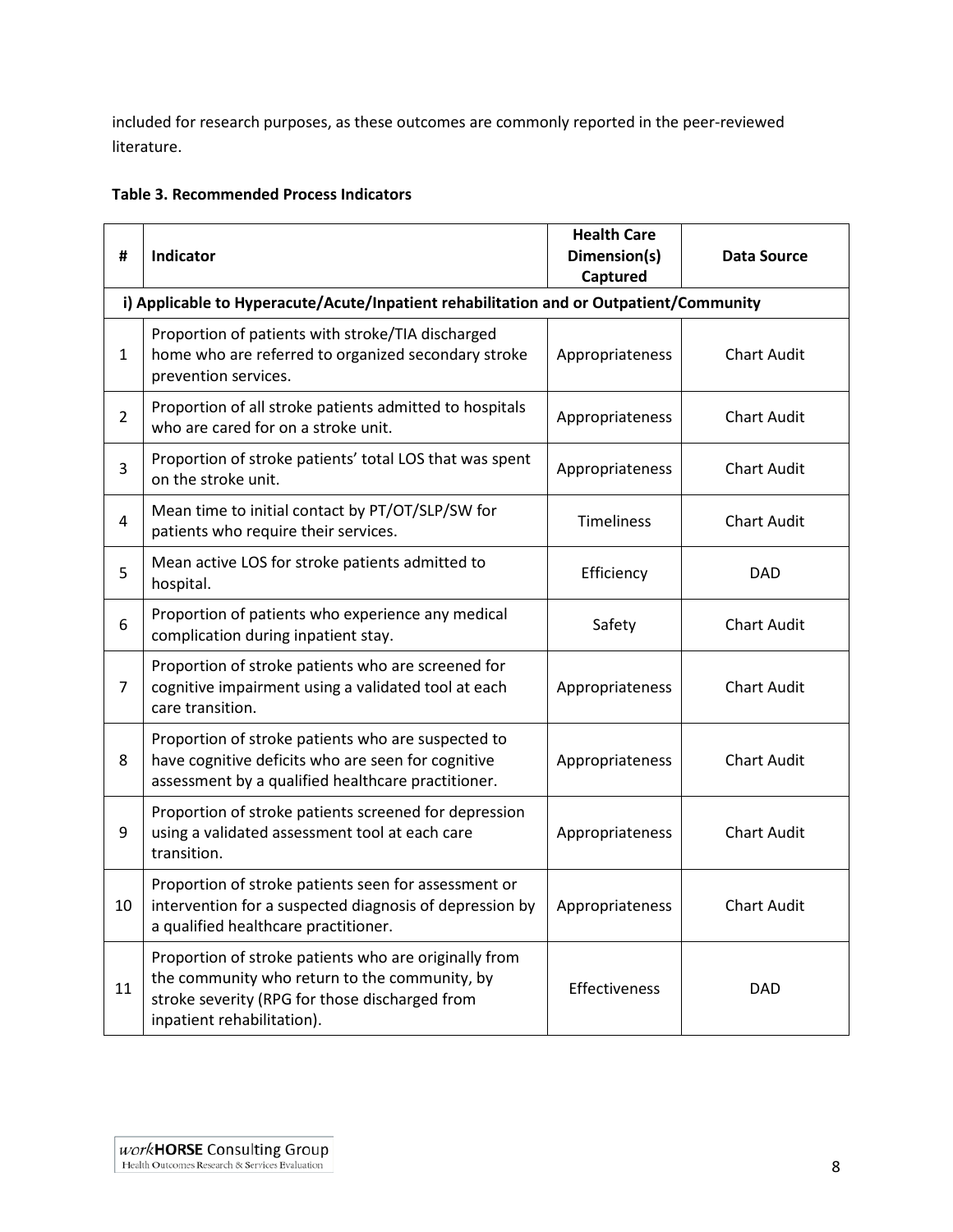included for research purposes, as these outcomes are commonly reported in the peer-reviewed literature.

**Table 3. Recommended Process Indicators**

| # | Indicator | Health Care Dimension(s) Captured | Data Source |
|---|---|---|---|
| **i) Applicable to Hyperacute/Acute/Inpatient rehabilitation and or Outpatient/Community** | | | |
| 1 | Proportion of patients with stroke/TIA discharged home who are referred to organized secondary stroke prevention services. | Appropriateness | Chart Audit |
| 2 | Proportion of all stroke patients admitted to hospitals who are cared for on a stroke unit. | Appropriateness | Chart Audit |
| 3 | Proportion of stroke patients' total LOS that was spent on the stroke unit. | Appropriateness | Chart Audit |
| 4 | Mean time to initial contact by PT/OT/SLP/SW for patients who require their services. | Timeliness | Chart Audit |
| 5 | Mean active LOS for stroke patients admitted to hospital. | Efficiency | DAD |
| 6 | Proportion of patients who experience any medical complication during inpatient stay. | Safety | Chart Audit |
| 7 | Proportion of stroke patients who are screened for cognitive impairment using a validated tool at each care transition. | Appropriateness | Chart Audit |
| 8 | Proportion of stroke patients who are suspected to have cognitive deficits who are seen for cognitive assessment by a qualified healthcare practitioner. | Appropriateness | Chart Audit |
| 9 | Proportion of stroke patients screened for depression using a validated assessment tool at each care transition. | Appropriateness | Chart Audit |
| 10 | Proportion of stroke patients seen for assessment or intervention for a suspected diagnosis of depression by a qualified healthcare practitioner. | Appropriateness | Chart Audit |
| 11 | Proportion of stroke patients who are originally from the community who return to the community, by stroke severity (RPG for those discharged from inpatient rehabilitation). | Effectiveness | DAD |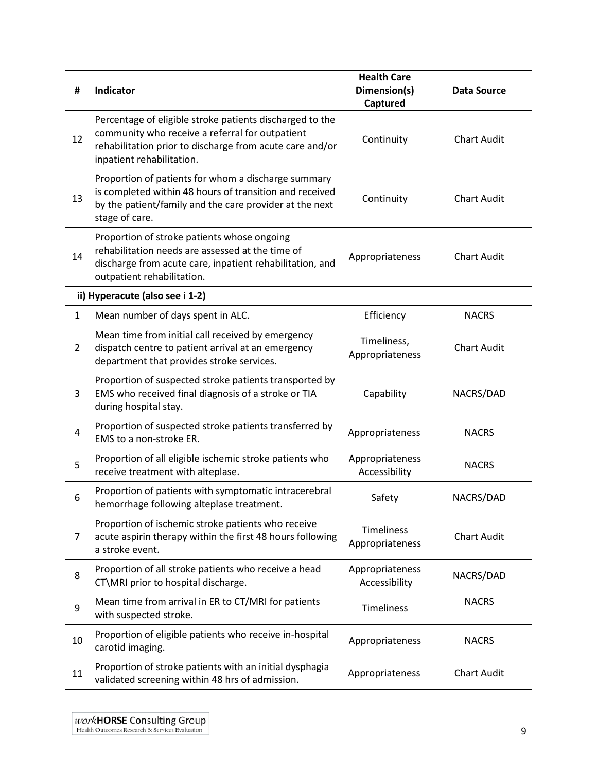| # | Indicator | Health Care Dimension(s) Captured | Data Source |
|---|---|---|---|
| 12 | Percentage of eligible stroke patients discharged to the community who receive a referral for outpatient rehabilitation prior to discharge from acute care and/or inpatient rehabilitation. | Continuity | Chart Audit |
| 13 | Proportion of patients for whom a discharge summary is completed within 48 hours of transition and received by the patient/family and the care provider at the next stage of care. | Continuity | Chart Audit |
| 14 | Proportion of stroke patients whose ongoing rehabilitation needs are assessed at the time of discharge from acute care, inpatient rehabilitation, and outpatient rehabilitation. | Appropriateness | Chart Audit |
| **ii) Hyperacute (also see i 1-2)** | | | |
| 1 | Mean number of days spent in ALC. | Efficiency | NACRS |
| 2 | Mean time from initial call received by emergency dispatch centre to patient arrival at an emergency department that provides stroke services. | Timeliness, Appropriateness | Chart Audit |
| 3 | Proportion of suspected stroke patients transported by EMS who received final diagnosis of a stroke or TIA during hospital stay. | Capability | NACRS/DAD |
| 4 | Proportion of suspected stroke patients transferred by EMS to a non-stroke ER. | Appropriateness | NACRS |
| 5 | Proportion of all eligible ischemic stroke patients who receive treatment with alteplase. | Appropriateness Accessibility | NACRS |
| 6 | Proportion of patients with symptomatic intracerebral hemorrhage following alteplase treatment. | Safety | NACRS/DAD |
| 7 | Proportion of ischemic stroke patients who receive acute aspirin therapy within the first 48 hours following a stroke event. | Timeliness Appropriateness | Chart Audit |
| 8 | Proportion of all stroke patients who receive a head CT\MRI prior to hospital discharge. | Appropriateness Accessibility | NACRS/DAD |
| 9 | Mean time from arrival in ER to CT/MRI for patients with suspected stroke. | Timeliness | NACRS |
| 10 | Proportion of eligible patients who receive in-hospital carotid imaging. | Appropriateness | NACRS |
| 11 | Proportion of stroke patients with an initial dysphagia validated screening within 48 hrs of admission. | Appropriateness | Chart Audit |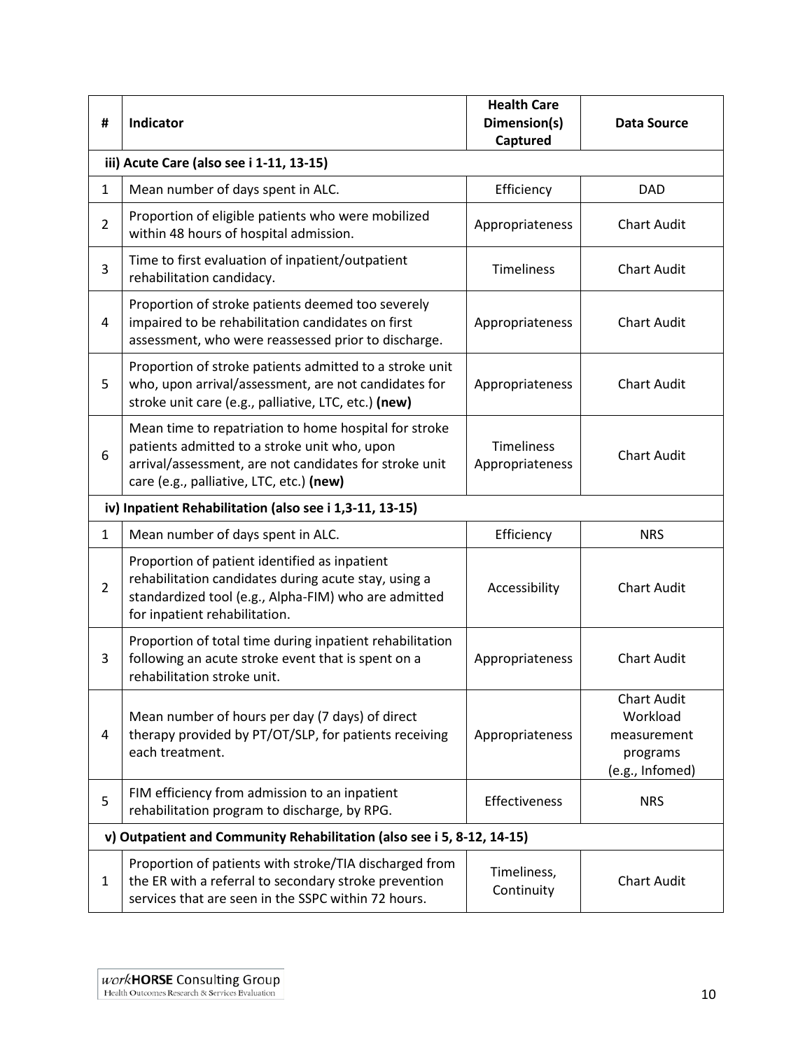| # | Indicator | Health Care Dimension(s) Captured | Data Source |
|---|---|---|---|
| **iii) Acute Care (also see i 1-11, 13-15)** | | | |
| 1 | Mean number of days spent in ALC. | Efficiency | DAD |
| 2 | Proportion of eligible patients who were mobilized within 48 hours of hospital admission. | Appropriateness | Chart Audit |
| 3 | Time to first evaluation of inpatient/outpatient rehabilitation candidacy. | Timeliness | Chart Audit |
| 4 | Proportion of stroke patients deemed too severely impaired to be rehabilitation candidates on first assessment, who were reassessed prior to discharge. | Appropriateness | Chart Audit |
| 5 | Proportion of stroke patients admitted to a stroke unit who, upon arrival/assessment, are not candidates for stroke unit care (e.g., palliative, LTC, etc.) **(new)** | Appropriateness | Chart Audit |
| 6 | Mean time to repatriation to home hospital for stroke patients admitted to a stroke unit who, upon arrival/assessment, are not candidates for stroke unit care (e.g., palliative, LTC, etc.) **(new)** | Timeliness Appropriateness | Chart Audit |
| **iv) Inpatient Rehabilitation (also see i 1,3-11, 13-15)** | | | |
| 1 | Mean number of days spent in ALC. | Efficiency | NRS |
| 2 | Proportion of patient identified as inpatient rehabilitation candidates during acute stay, using a standardized tool (e.g., Alpha-FIM) who are admitted for inpatient rehabilitation. | Accessibility | Chart Audit |
| 3 | Proportion of total time during inpatient rehabilitation following an acute stroke event that is spent on a rehabilitation stroke unit. | Appropriateness | Chart Audit |
| 4 | Mean number of hours per day (7 days) of direct therapy provided by PT/OT/SLP, for patients receiving each treatment. | Appropriateness | Chart Audit Workload measurement programs (e.g., Infomed) |
| 5 | FIM efficiency from admission to an inpatient rehabilitation program to discharge, by RPG. | Effectiveness | NRS |
| **v) Outpatient and Community Rehabilitation (also see i 5, 8-12, 14-15)** | | | |
| 1 | Proportion of patients with stroke/TIA discharged from the ER with a referral to secondary stroke prevention services that are seen in the SSPC within 72 hours. | Timeliness, Continuity | Chart Audit |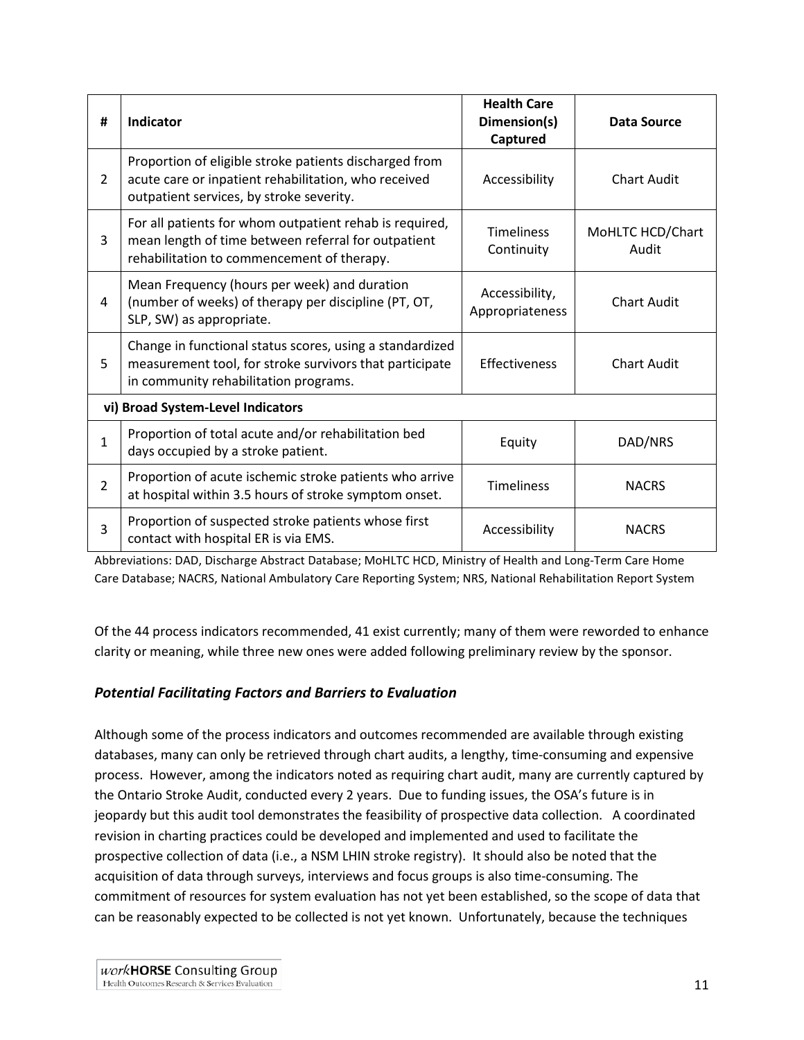| # | Indicator | Health Care Dimension(s) Captured | Data Source |
|---|---|---|---|
| 2 | Proportion of eligible stroke patients discharged from acute care or inpatient rehabilitation, who received outpatient services, by stroke severity. | Accessibility | Chart Audit |
| 3 | For all patients for whom outpatient rehab is required, mean length of time between referral for outpatient rehabilitation to commencement of therapy. | Timeliness Continuity | MoHLTC HCD/Chart Audit |
| 4 | Mean Frequency (hours per week) and duration (number of weeks) of therapy per discipline (PT, OT, SLP, SW) as appropriate. | Accessibility, Appropriateness | Chart Audit |
| 5 | Change in functional status scores, using a standardized measurement tool, for stroke survivors that participate in community rehabilitation programs. | Effectiveness | Chart Audit |
| **vi) Broad System-Level Indicators** | | | |
| 1 | Proportion of total acute and/or rehabilitation bed days occupied by a stroke patient. | Equity | DAD/NRS |
| 2 | Proportion of acute ischemic stroke patients who arrive at hospital within 3.5 hours of stroke symptom onset. | Timeliness | NACRS |
| 3 | Proportion of suspected stroke patients whose first contact with hospital ER is via EMS. | Accessibility | NACRS |

Abbreviations: DAD, Discharge Abstract Database; MoHLTC HCD, Ministry of Health and Long-Term Care Home Care Database; NACRS, National Ambulatory Care Reporting System; NRS, National Rehabilitation Report System

Of the 44 process indicators recommended, 41 exist currently; many of them were reworded to enhance clarity or meaning, while three new ones were added following preliminary review by the sponsor.

### *Potential Facilitating Factors and Barriers to Evaluation*

Although some of the process indicators and outcomes recommended are available through existing databases, many can only be retrieved through chart audits, a lengthy, time-consuming and expensive process. However, among the indicators noted as requiring chart audit, many are currently captured by the Ontario Stroke Audit, conducted every 2 years. Due to funding issues, the OSA's future is in jeopardy but this audit tool demonstrates the feasibility of prospective data collection. A coordinated revision in charting practices could be developed and implemented and used to facilitate the prospective collection of data (i.e., a NSM LHIN stroke registry). It should also be noted that the acquisition of data through surveys, interviews and focus groups is also time-consuming. The commitment of resources for system evaluation has not yet been established, so the scope of data that can be reasonably expected to be collected is not yet known. Unfortunately, because the techniques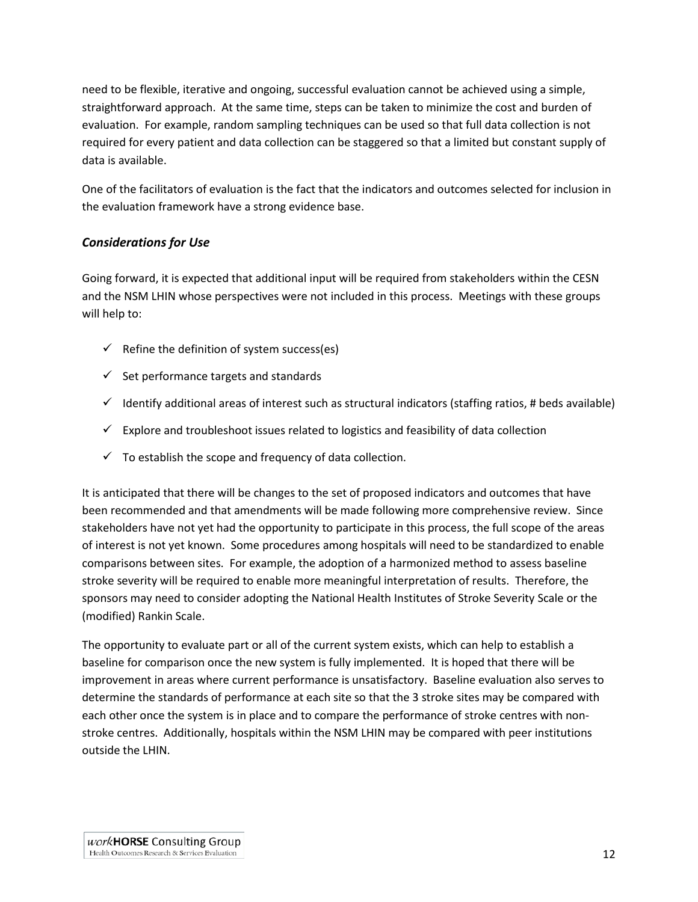need to be flexible, iterative and ongoing, successful evaluation cannot be achieved using a simple, straightforward approach. At the same time, steps can be taken to minimize the cost and burden of evaluation. For example, random sampling techniques can be used so that full data collection is not required for every patient and data collection can be staggered so that a limited but constant supply of data is available.

One of the facilitators of evaluation is the fact that the indicators and outcomes selected for inclusion in the evaluation framework have a strong evidence base.

### *Considerations for Use*

Going forward, it is expected that additional input will be required from stakeholders within the CESN and the NSM LHIN whose perspectives were not included in this process. Meetings with these groups will help to:

- ✓ Refine the definition of system success(es)
- ✓ Set performance targets and standards
- ✓ Identify additional areas of interest such as structural indicators (staffing ratios, # beds available)
- ✓ Explore and troubleshoot issues related to logistics and feasibility of data collection
- ✓ To establish the scope and frequency of data collection.

It is anticipated that there will be changes to the set of proposed indicators and outcomes that have been recommended and that amendments will be made following more comprehensive review. Since stakeholders have not yet had the opportunity to participate in this process, the full scope of the areas of interest is not yet known. Some procedures among hospitals will need to be standardized to enable comparisons between sites. For example, the adoption of a harmonized method to assess baseline stroke severity will be required to enable more meaningful interpretation of results. Therefore, the sponsors may need to consider adopting the National Health Institutes of Stroke Severity Scale or the (modified) Rankin Scale.

The opportunity to evaluate part or all of the current system exists, which can help to establish a baseline for comparison once the new system is fully implemented. It is hoped that there will be improvement in areas where current performance is unsatisfactory. Baseline evaluation also serves to determine the standards of performance at each site so that the 3 stroke sites may be compared with each other once the system is in place and to compare the performance of stroke centres with non-stroke centres. Additionally, hospitals within the NSM LHIN may be compared with peer institutions outside the LHIN.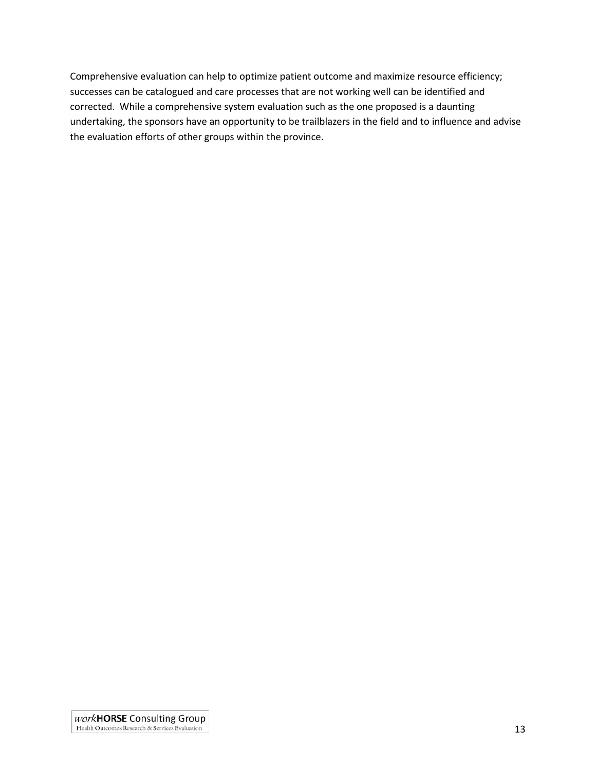Comprehensive evaluation can help to optimize patient outcome and maximize resource efficiency; successes can be catalogued and care processes that are not working well can be identified and corrected. While a comprehensive system evaluation such as the one proposed is a daunting undertaking, the sponsors have an opportunity to be trailblazers in the field and to influence and advise the evaluation efforts of other groups within the province.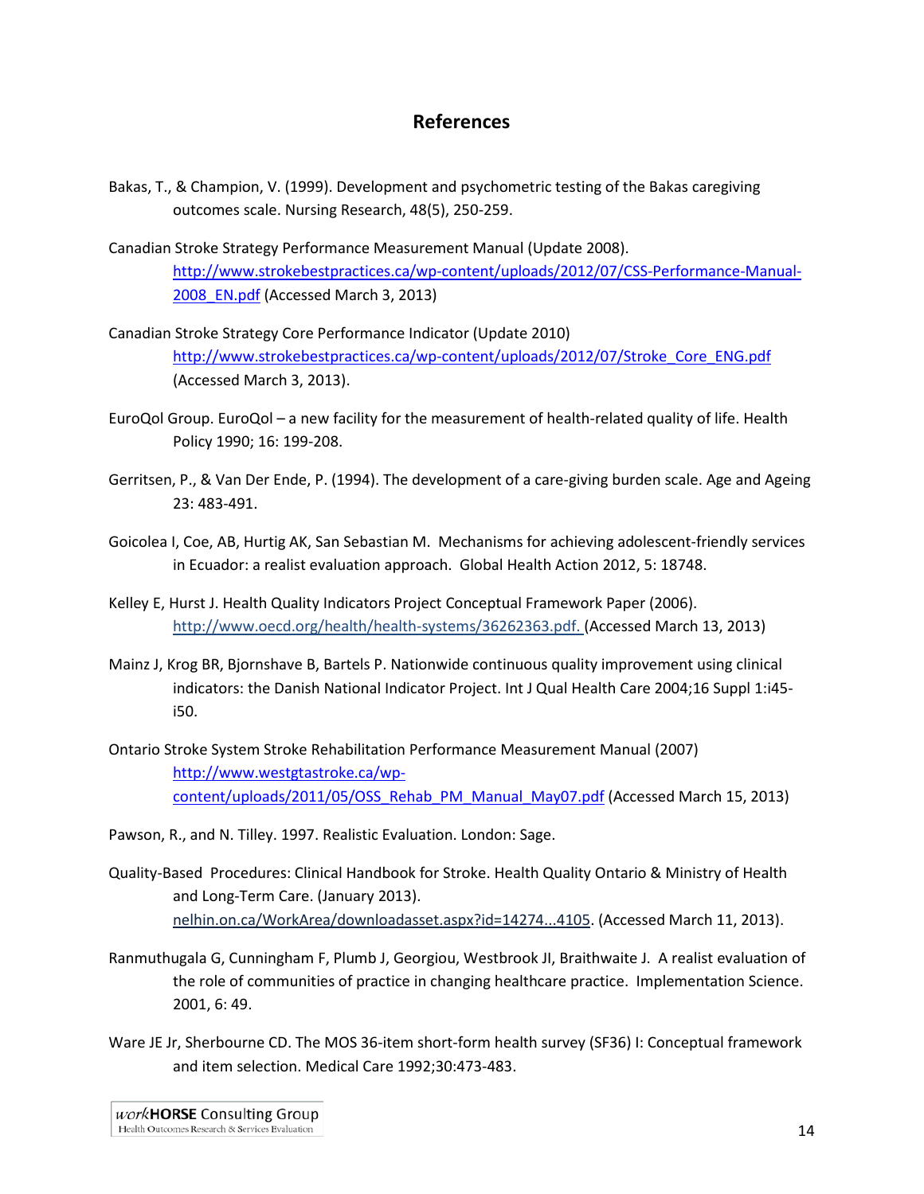## References

Bakas, T., & Champion, V. (1999). Development and psychometric testing of the Bakas caregiving outcomes scale. Nursing Research, 48(5), 250-259.

Canadian Stroke Strategy Performance Measurement Manual (Update 2008). http://www.strokebestpractices.ca/wp-content/uploads/2012/07/CSS-Performance-Manual-2008_EN.pdf (Accessed March 3, 2013)

Canadian Stroke Strategy Core Performance Indicator (Update 2010) http://www.strokebestpractices.ca/wp-content/uploads/2012/07/Stroke_Core_ENG.pdf (Accessed March 3, 2013).

EuroQol Group. EuroQol – a new facility for the measurement of health-related quality of life. Health Policy 1990; 16: 199-208.

Gerritsen, P., & Van Der Ende, P. (1994). The development of a care-giving burden scale. Age and Ageing 23: 483-491.

Goicolea I, Coe, AB, Hurtig AK, San Sebastian M. Mechanisms for achieving adolescent-friendly services in Ecuador: a realist evaluation approach. Global Health Action 2012, 5: 18748.

Kelley E, Hurst J. Health Quality Indicators Project Conceptual Framework Paper (2006). http://www.oecd.org/health/health-systems/36262363.pdf. (Accessed March 13, 2013)

Mainz J, Krog BR, Bjornshave B, Bartels P. Nationwide continuous quality improvement using clinical indicators: the Danish National Indicator Project. Int J Qual Health Care 2004;16 Suppl 1:i45-i50.

Ontario Stroke System Stroke Rehabilitation Performance Measurement Manual (2007) http://www.westgtastroke.ca/wp-content/uploads/2011/05/OSS_Rehab_PM_Manual_May07.pdf (Accessed March 15, 2013)

Pawson, R., and N. Tilley. 1997. Realistic Evaluation. London: Sage.

Quality-Based Procedures: Clinical Handbook for Stroke. Health Quality Ontario & Ministry of Health and Long-Term Care. (January 2013). nelhin.on.ca/WorkArea/downloadasset.aspx?id=14274...4105. (Accessed March 11, 2013).

Ranmuthugala G, Cunningham F, Plumb J, Georgiou, Westbrook JI, Braithwaite J. A realist evaluation of the role of communities of practice in changing healthcare practice. Implementation Science. 2001, 6: 49.

Ware JE Jr, Sherbourne CD. The MOS 36-item short-form health survey (SF36) I: Conceptual framework and item selection. Medical Care 1992;30:473-483.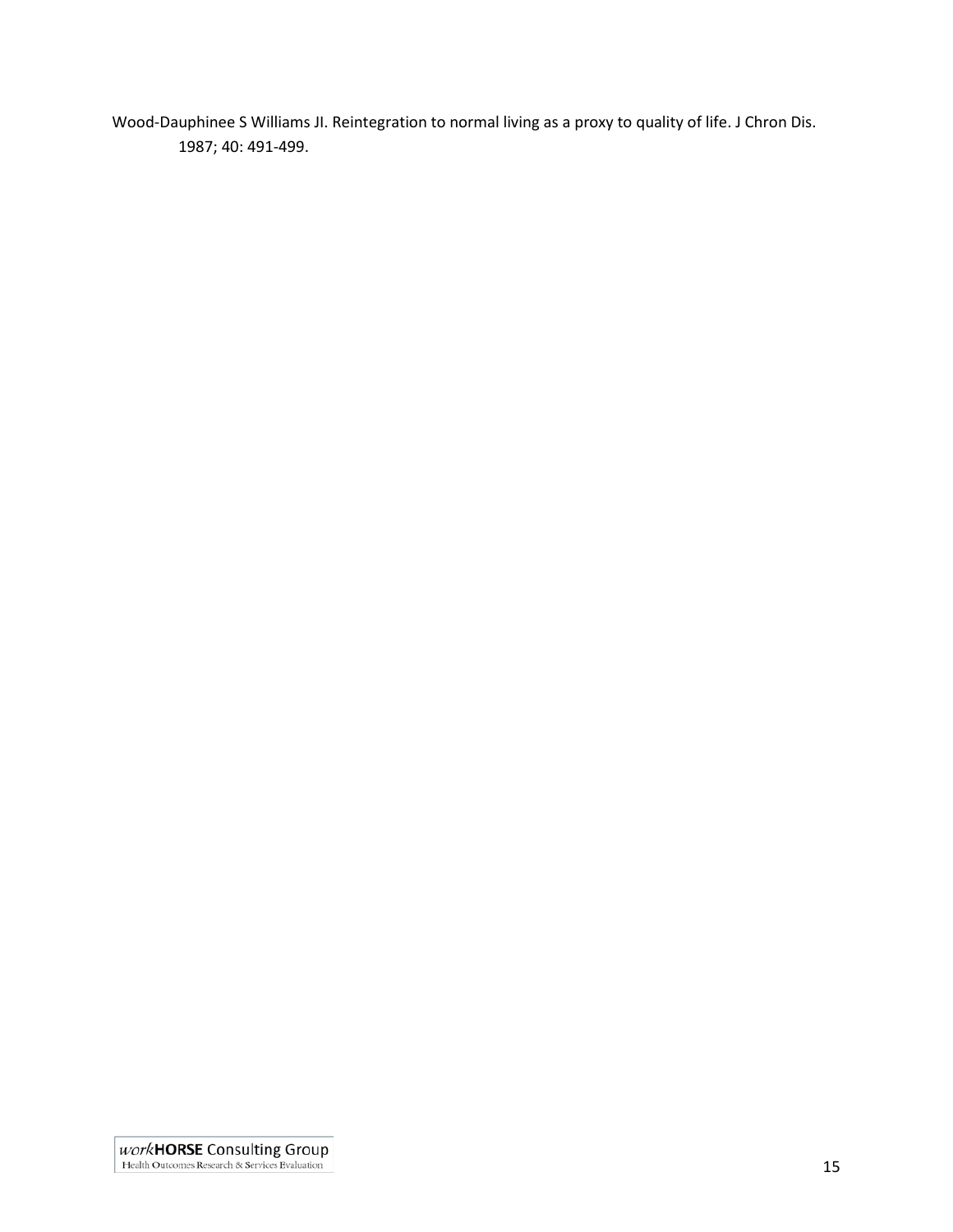Wood-Dauphinee S Williams JI. Reintegration to normal living as a proxy to quality of life. J Chron Dis. 1987; 40: 491-499.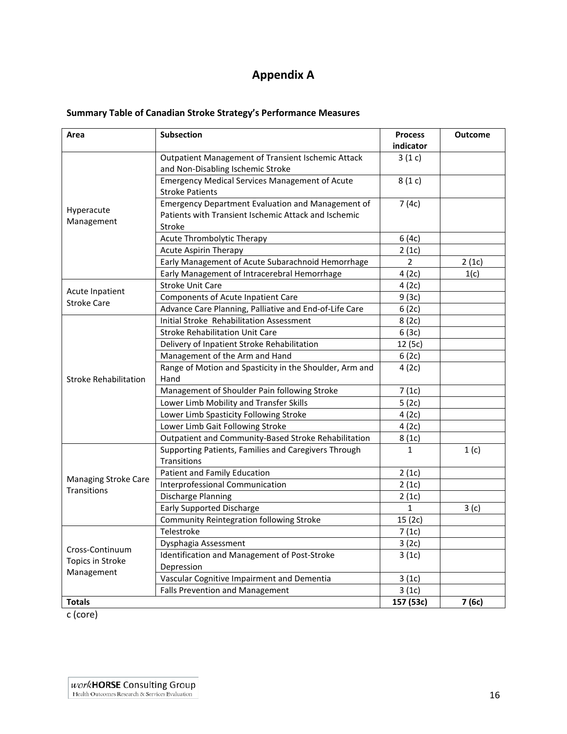# Appendix A

**Summary Table of Canadian Stroke Strategy's Performance Measures**

| Area | Subsection | Process indicator | Outcome |
|---|---|---|---|
| Hyperacute Management | Outpatient Management of Transient Ischemic Attack and Non-Disabling Ischemic Stroke | 3 (1 c) | |
| | Emergency Medical Services Management of Acute Stroke Patients | 8 (1 c) | |
| | Emergency Department Evaluation and Management of Patients with Transient Ischemic Attack and Ischemic Stroke | 7 (4c) | |
| | Acute Thrombolytic Therapy | 6 (4c) | |
| | Acute Aspirin Therapy | 2 (1c) | |
| | Early Management of Acute Subarachnoid Hemorrhage | 2 | 2 (1c) |
| | Early Management of Intracerebral Hemorrhage | 4 (2c) | 1(c) |
| Acute Inpatient Stroke Care | Stroke Unit Care | 4 (2c) | |
| | Components of Acute Inpatient Care | 9 (3c) | |
| | Advance Care Planning, Palliative and End-of-Life Care | 6 (2c) | |
| Stroke Rehabilitation | Initial Stroke Rehabilitation Assessment | 8 (2c) | |
| | Stroke Rehabilitation Unit Care | 6 (3c) | |
| | Delivery of Inpatient Stroke Rehabilitation | 12 (5c) | |
| | Management of the Arm and Hand | 6 (2c) | |
| | Range of Motion and Spasticity in the Shoulder, Arm and Hand | 4 (2c) | |
| | Management of Shoulder Pain following Stroke | 7 (1c) | |
| | Lower Limb Mobility and Transfer Skills | 5 (2c) | |
| | Lower Limb Spasticity Following Stroke | 4 (2c) | |
| | Lower Limb Gait Following Stroke | 4 (2c) | |
| | Outpatient and Community-Based Stroke Rehabilitation | 8 (1c) | |
| Managing Stroke Care Transitions | Supporting Patients, Families and Caregivers Through Transitions | 1 | 1 (c) |
| | Patient and Family Education | 2 (1c) | |
| | Interprofessional Communication | 2 (1c) | |
| | Discharge Planning | 2 (1c) | |
| | Early Supported Discharge | 1 | 3 (c) |
| | Community Reintegration following Stroke | 15 (2c) | |
| Cross-Continuum Topics in Stroke Management | Telestroke | 7 (1c) | |
| | Dysphagia Assessment | 3 (2c) | |
| | Identification and Management of Post-Stroke Depression | 3 (1c) | |
| | Vascular Cognitive Impairment and Dementia | 3 (1c) | |
| | Falls Prevention and Management | 3 (1c) | |
| **Totals** | | **157 (53c)** | **7 (6c)** |

c (core)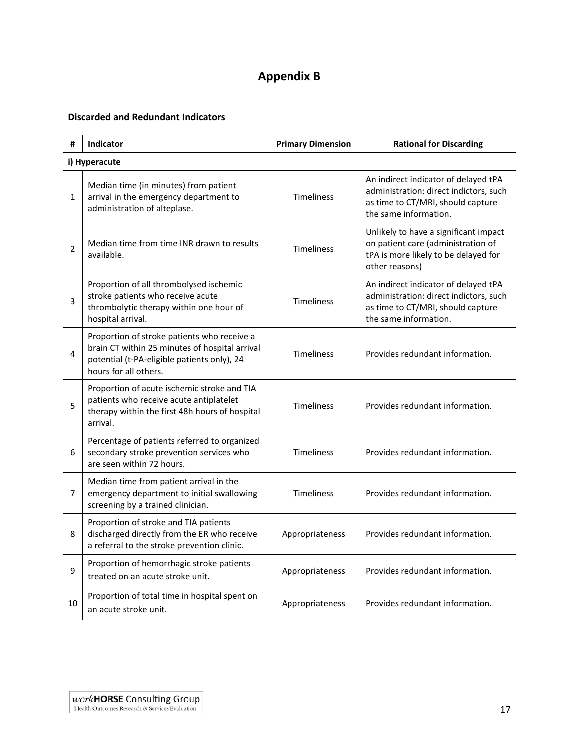# Appendix B

### Discarded and Redundant Indicators

| # | Indicator | Primary Dimension | Rational for Discarding |
|---|---|---|---|
| **i) Hyperacute** | | | |
| 1 | Median time (in minutes) from patient arrival in the emergency department to administration of alteplase. | Timeliness | An indirect indicator of delayed tPA administration: direct indictors, such as time to CT/MRI, should capture the same information. |
| 2 | Median time from time INR drawn to results available. | Timeliness | Unlikely to have a significant impact on patient care (administration of tPA is more likely to be delayed for other reasons) |
| 3 | Proportion of all thrombolysed ischemic stroke patients who receive acute thrombolytic therapy within one hour of hospital arrival. | Timeliness | An indirect indicator of delayed tPA administration: direct indictors, such as time to CT/MRI, should capture the same information. |
| 4 | Proportion of stroke patients who receive a brain CT within 25 minutes of hospital arrival potential (t-PA-eligible patients only), 24 hours for all others. | Timeliness | Provides redundant information. |
| 5 | Proportion of acute ischemic stroke and TIA patients who receive acute antiplatelet therapy within the first 48h hours of hospital arrival. | Timeliness | Provides redundant information. |
| 6 | Percentage of patients referred to organized secondary stroke prevention services who are seen within 72 hours. | Timeliness | Provides redundant information. |
| 7 | Median time from patient arrival in the emergency department to initial swallowing screening by a trained clinician. | Timeliness | Provides redundant information. |
| 8 | Proportion of stroke and TIA patients discharged directly from the ER who receive a referral to the stroke prevention clinic. | Appropriateness | Provides redundant information. |
| 9 | Proportion of hemorrhagic stroke patients treated on an acute stroke unit. | Appropriateness | Provides redundant information. |
| 10 | Proportion of total time in hospital spent on an acute stroke unit. | Appropriateness | Provides redundant information. |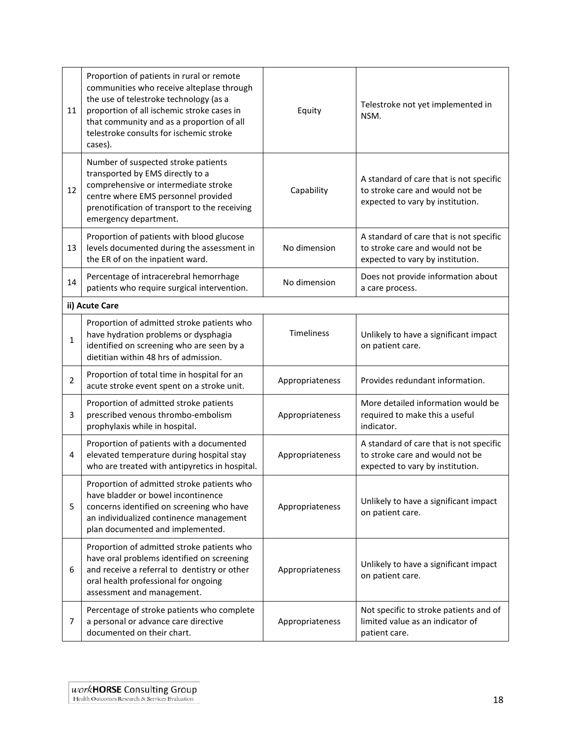| | | | |
|---|---|---|---|
| 11 | Proportion of patients in rural or remote communities who receive alteplase through the use of telestroke technology (as a proportion of all ischemic stroke cases in that community and as a proportion of all telestroke consults for ischemic stroke cases). | Equity | Telestroke not yet implemented in NSM. |
| 12 | Number of suspected stroke patients transported by EMS directly to a comprehensive or intermediate stroke centre where EMS personnel provided prenotification of transport to the receiving emergency department. | Capability | A standard of care that is not specific to stroke care and would not be expected to vary by institution. |
| 13 | Proportion of patients with blood glucose levels documented during the assessment in the ER of on the inpatient ward. | No dimension | A standard of care that is not specific to stroke care and would not be expected to vary by institution. |
| 14 | Percentage of intracerebral hemorrhage patients who require surgical intervention. | No dimension | Does not provide information about a care process. |
| **ii) Acute Care** | | | |
| 1 | Proportion of admitted stroke patients who have hydration problems or dysphagia identified on screening who are seen by a dietitian within 48 hrs of admission. | Timeliness | Unlikely to have a significant impact on patient care. |
| 2 | Proportion of total time in hospital for an acute stroke event spent on a stroke unit. | Appropriateness | Provides redundant information. |
| 3 | Proportion of admitted stroke patients prescribed venous thrombo-embolism prophylaxis while in hospital. | Appropriateness | More detailed information would be required to make this a useful indicator. |
| 4 | Proportion of patients with a documented elevated temperature during hospital stay who are treated with antipyretics in hospital. | Appropriateness | A standard of care that is not specific to stroke care and would not be expected to vary by institution. |
| 5 | Proportion of admitted stroke patients who have bladder or bowel incontinence concerns identified on screening who have an individualized continence management plan documented and implemented. | Appropriateness | Unlikely to have a significant impact on patient care. |
| 6 | Proportion of admitted stroke patients who have oral problems identified on screening and receive a referral to dentistry or other oral health professional for ongoing assessment and management. | Appropriateness | Unlikely to have a significant impact on patient care. |
| 7 | Percentage of stroke patients who complete a personal or advance care directive documented on their chart. | Appropriateness | Not specific to stroke patients and of limited value as an indicator of patient care. |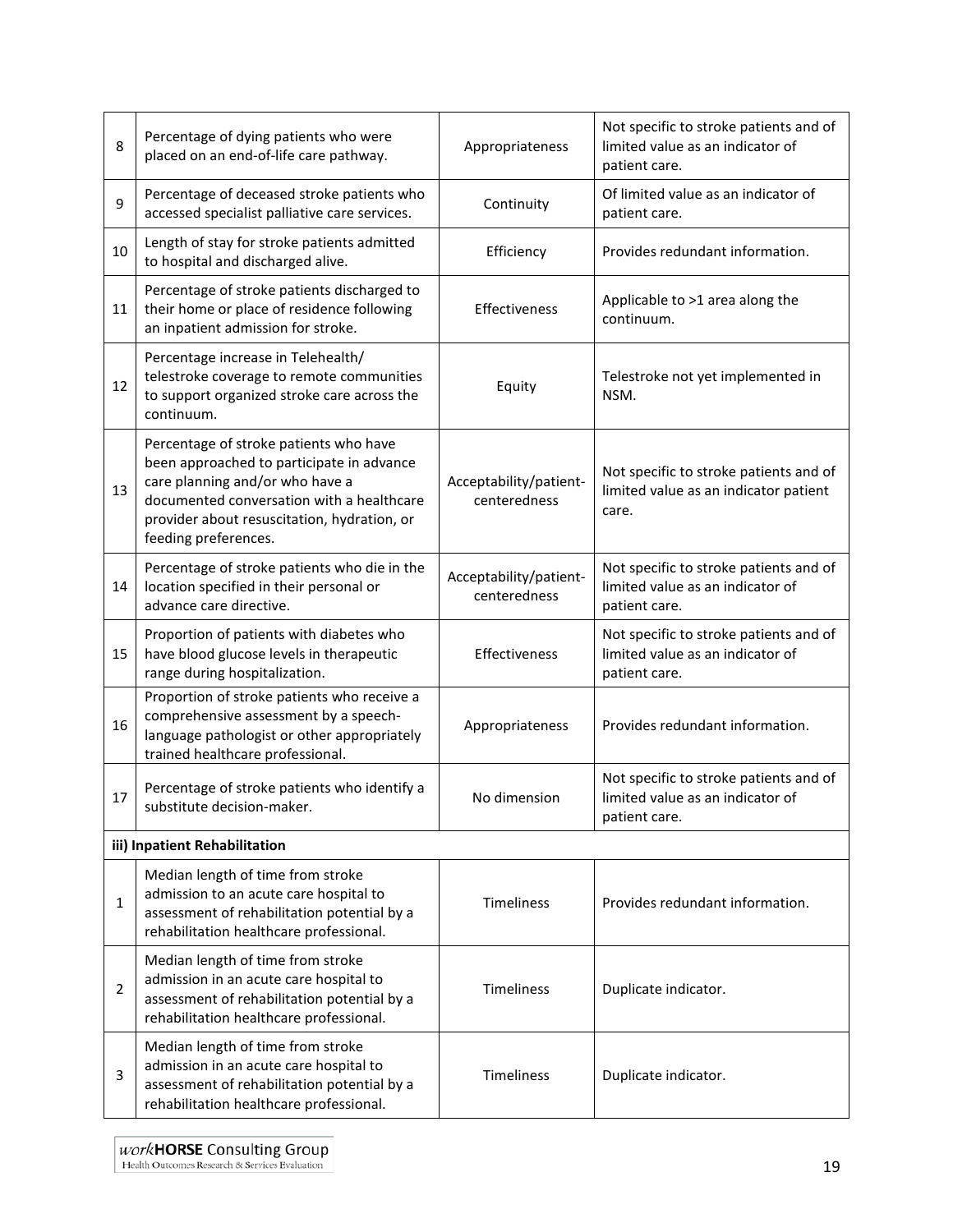| | | | |
|---|---|---|---|
| 8 | Percentage of dying patients who were placed on an end-of-life care pathway. | Appropriateness | Not specific to stroke patients and of limited value as an indicator of patient care. |
| 9 | Percentage of deceased stroke patients who accessed specialist palliative care services. | Continuity | Of limited value as an indicator of patient care. |
| 10 | Length of stay for stroke patients admitted to hospital and discharged alive. | Efficiency | Provides redundant information. |
| 11 | Percentage of stroke patients discharged to their home or place of residence following an inpatient admission for stroke. | Effectiveness | Applicable to >1 area along the continuum. |
| 12 | Percentage increase in Telehealth/ telestroke coverage to remote communities to support organized stroke care across the continuum. | Equity | Telestroke not yet implemented in NSM. |
| 13 | Percentage of stroke patients who have been approached to participate in advance care planning and/or who have a documented conversation with a healthcare provider about resuscitation, hydration, or feeding preferences. | Acceptability/patient-centeredness | Not specific to stroke patients and of limited value as an indicator patient care. |
| 14 | Percentage of stroke patients who die in the location specified in their personal or advance care directive. | Acceptability/patient-centeredness | Not specific to stroke patients and of limited value as an indicator of patient care. |
| 15 | Proportion of patients with diabetes who have blood glucose levels in therapeutic range during hospitalization. | Effectiveness | Not specific to stroke patients and of limited value as an indicator of patient care. |
| 16 | Proportion of stroke patients who receive a comprehensive assessment by a speech-language pathologist or other appropriately trained healthcare professional. | Appropriateness | Provides redundant information. |
| 17 | Percentage of stroke patients who identify a substitute decision-maker. | No dimension | Not specific to stroke patients and of limited value as an indicator of patient care. |
| **iii) Inpatient Rehabilitation** | | | |
| 1 | Median length of time from stroke admission to an acute care hospital to assessment of rehabilitation potential by a rehabilitation healthcare professional. | Timeliness | Provides redundant information. |
| 2 | Median length of time from stroke admission in an acute care hospital to assessment of rehabilitation potential by a rehabilitation healthcare professional. | Timeliness | Duplicate indicator. |
| 3 | Median length of time from stroke admission in an acute care hospital to assessment of rehabilitation potential by a rehabilitation healthcare professional. | Timeliness | Duplicate indicator. |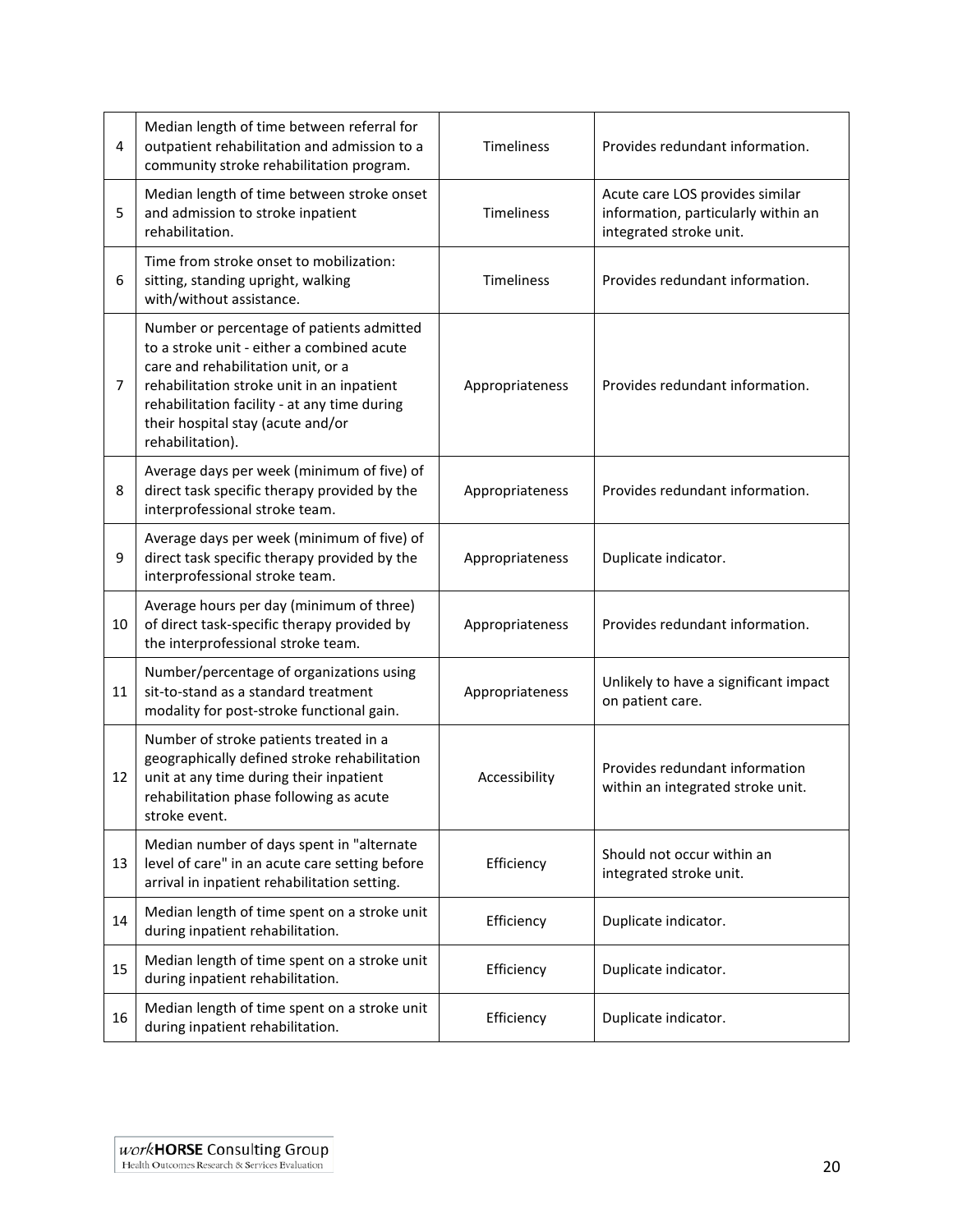| 4 | Median length of time between referral for outpatient rehabilitation and admission to a community stroke rehabilitation program. | Timeliness | Provides redundant information. |
|---|---|---|---|
| 5 | Median length of time between stroke onset and admission to stroke inpatient rehabilitation. | Timeliness | Acute care LOS provides similar information, particularly within an integrated stroke unit. |
| 6 | Time from stroke onset to mobilization: sitting, standing upright, walking with/without assistance. | Timeliness | Provides redundant information. |
| 7 | Number or percentage of patients admitted to a stroke unit - either a combined acute care and rehabilitation unit, or a rehabilitation stroke unit in an inpatient rehabilitation facility - at any time during their hospital stay (acute and/or rehabilitation). | Appropriateness | Provides redundant information. |
| 8 | Average days per week (minimum of five) of direct task specific therapy provided by the interprofessional stroke team. | Appropriateness | Provides redundant information. |
| 9 | Average days per week (minimum of five) of direct task specific therapy provided by the interprofessional stroke team. | Appropriateness | Duplicate indicator. |
| 10 | Average hours per day (minimum of three) of direct task-specific therapy provided by the interprofessional stroke team. | Appropriateness | Provides redundant information. |
| 11 | Number/percentage of organizations using sit-to-stand as a standard treatment modality for post-stroke functional gain. | Appropriateness | Unlikely to have a significant impact on patient care. |
| 12 | Number of stroke patients treated in a geographically defined stroke rehabilitation unit at any time during their inpatient rehabilitation phase following as acute stroke event. | Accessibility | Provides redundant information within an integrated stroke unit. |
| 13 | Median number of days spent in "alternate level of care" in an acute care setting before arrival in inpatient rehabilitation setting. | Efficiency | Should not occur within an integrated stroke unit. |
| 14 | Median length of time spent on a stroke unit during inpatient rehabilitation. | Efficiency | Duplicate indicator. |
| 15 | Median length of time spent on a stroke unit during inpatient rehabilitation. | Efficiency | Duplicate indicator. |
| 16 | Median length of time spent on a stroke unit during inpatient rehabilitation. | Efficiency | Duplicate indicator. |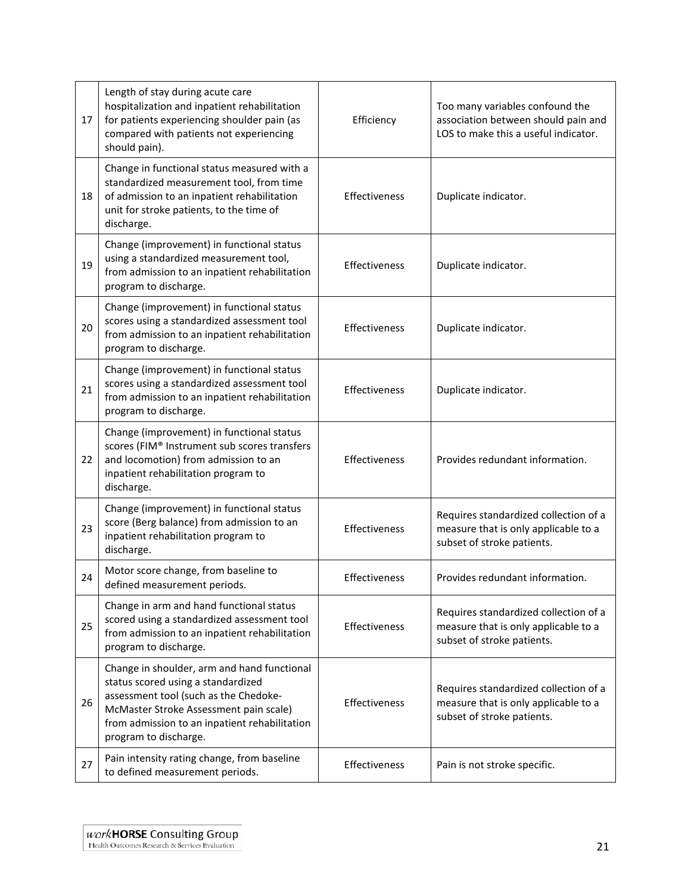| 17 | Length of stay during acute care hospitalization and inpatient rehabilitation for patients experiencing shoulder pain (as compared with patients not experiencing should pain). | Efficiency | Too many variables confound the association between should pain and LOS to make this a useful indicator. |
|---|---|---|---|
| 18 | Change in functional status measured with a standardized measurement tool, from time of admission to an inpatient rehabilitation unit for stroke patients, to the time of discharge. | Effectiveness | Duplicate indicator. |
| 19 | Change (improvement) in functional status using a standardized measurement tool, from admission to an inpatient rehabilitation program to discharge. | Effectiveness | Duplicate indicator. |
| 20 | Change (improvement) in functional status scores using a standardized assessment tool from admission to an inpatient rehabilitation program to discharge. | Effectiveness | Duplicate indicator. |
| 21 | Change (improvement) in functional status scores using a standardized assessment tool from admission to an inpatient rehabilitation program to discharge. | Effectiveness | Duplicate indicator. |
| 22 | Change (improvement) in functional status scores (FIM® Instrument sub scores transfers and locomotion) from admission to an inpatient rehabilitation program to discharge. | Effectiveness | Provides redundant information. |
| 23 | Change (improvement) in functional status score (Berg balance) from admission to an inpatient rehabilitation program to discharge. | Effectiveness | Requires standardized collection of a measure that is only applicable to a subset of stroke patients. |
| 24 | Motor score change, from baseline to defined measurement periods. | Effectiveness | Provides redundant information. |
| 25 | Change in arm and hand functional status scored using a standardized assessment tool from admission to an inpatient rehabilitation program to discharge. | Effectiveness | Requires standardized collection of a measure that is only applicable to a subset of stroke patients. |
| 26 | Change in shoulder, arm and hand functional status scored using a standardized assessment tool (such as the Chedoke-McMaster Stroke Assessment pain scale) from admission to an inpatient rehabilitation program to discharge. | Effectiveness | Requires standardized collection of a measure that is only applicable to a subset of stroke patients. |
| 27 | Pain intensity rating change, from baseline to defined measurement periods. | Effectiveness | Pain is not stroke specific. |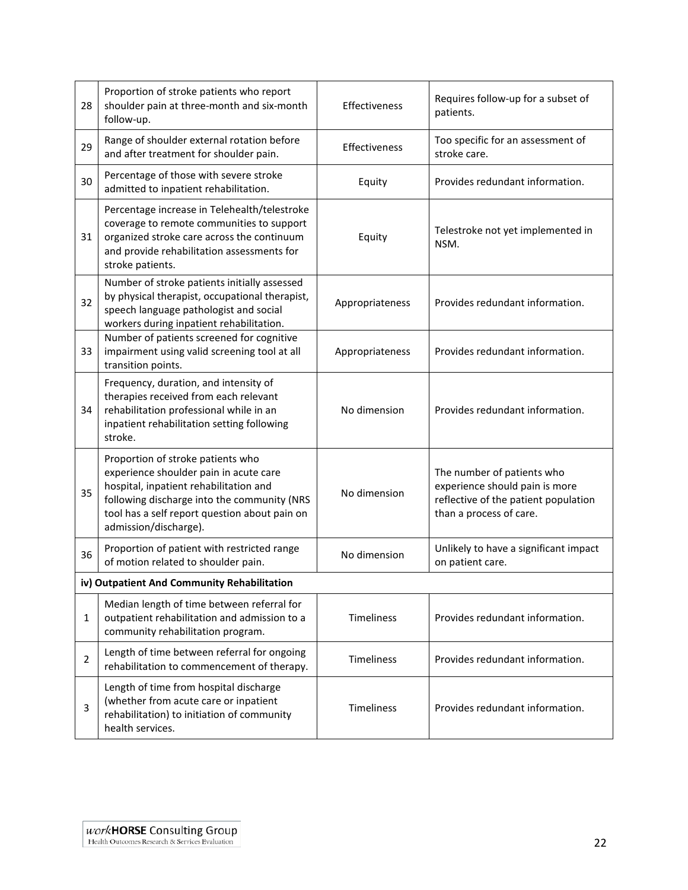| | | | |
|---|---|---|---|
| 28 | Proportion of stroke patients who report shoulder pain at three-month and six-month follow-up. | Effectiveness | Requires follow-up for a subset of patients. |
| 29 | Range of shoulder external rotation before and after treatment for shoulder pain. | Effectiveness | Too specific for an assessment of stroke care. |
| 30 | Percentage of those with severe stroke admitted to inpatient rehabilitation. | Equity | Provides redundant information. |
| 31 | Percentage increase in Telehealth/telestroke coverage to remote communities to support organized stroke care across the continuum and provide rehabilitation assessments for stroke patients. | Equity | Telestroke not yet implemented in NSM. |
| 32 | Number of stroke patients initially assessed by physical therapist, occupational therapist, speech language pathologist and social workers during inpatient rehabilitation. | Appropriateness | Provides redundant information. |
| 33 | Number of patients screened for cognitive impairment using valid screening tool at all transition points. | Appropriateness | Provides redundant information. |
| 34 | Frequency, duration, and intensity of therapies received from each relevant rehabilitation professional while in an inpatient rehabilitation setting following stroke. | No dimension | Provides redundant information. |
| 35 | Proportion of stroke patients who experience shoulder pain in acute care hospital, inpatient rehabilitation and following discharge into the community (NRS tool has a self report question about pain on admission/discharge). | No dimension | The number of patients who experience should pain is more reflective of the patient population than a process of care. |
| 36 | Proportion of patient with restricted range of motion related to shoulder pain. | No dimension | Unlikely to have a significant impact on patient care. |
| **iv) Outpatient And Community Rehabilitation** | | | |
| 1 | Median length of time between referral for outpatient rehabilitation and admission to a community rehabilitation program. | Timeliness | Provides redundant information. |
| 2 | Length of time between referral for ongoing rehabilitation to commencement of therapy. | Timeliness | Provides redundant information. |
| 3 | Length of time from hospital discharge (whether from acute care or inpatient rehabilitation) to initiation of community health services. | Timeliness | Provides redundant information. |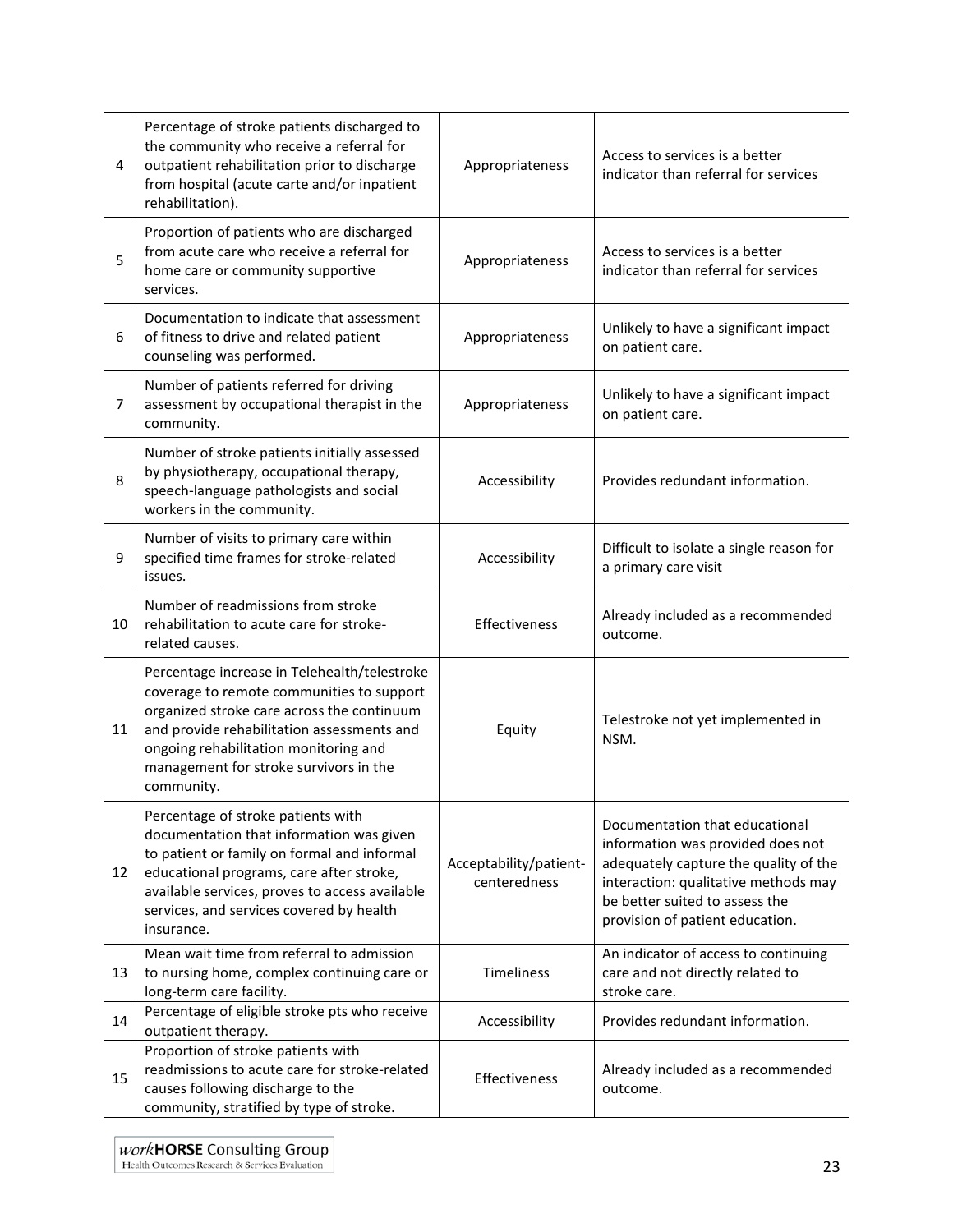| | | | |
|---|---|---|---|
| 4 | Percentage of stroke patients discharged to the community who receive a referral for outpatient rehabilitation prior to discharge from hospital (acute carte and/or inpatient rehabilitation). | Appropriateness | Access to services is a better indicator than referral for services |
| 5 | Proportion of patients who are discharged from acute care who receive a referral for home care or community supportive services. | Appropriateness | Access to services is a better indicator than referral for services |
| 6 | Documentation to indicate that assessment of fitness to drive and related patient counseling was performed. | Appropriateness | Unlikely to have a significant impact on patient care. |
| 7 | Number of patients referred for driving assessment by occupational therapist in the community. | Appropriateness | Unlikely to have a significant impact on patient care. |
| 8 | Number of stroke patients initially assessed by physiotherapy, occupational therapy, speech-language pathologists and social workers in the community. | Accessibility | Provides redundant information. |
| 9 | Number of visits to primary care within specified time frames for stroke-related issues. | Accessibility | Difficult to isolate a single reason for a primary care visit |
| 10 | Number of readmissions from stroke rehabilitation to acute care for stroke-related causes. | Effectiveness | Already included as a recommended outcome. |
| 11 | Percentage increase in Telehealth/telestroke coverage to remote communities to support organized stroke care across the continuum and provide rehabilitation assessments and ongoing rehabilitation monitoring and management for stroke survivors in the community. | Equity | Telestroke not yet implemented in NSM. |
| 12 | Percentage of stroke patients with documentation that information was given to patient or family on formal and informal educational programs, care after stroke, available services, proves to access available services, and services covered by health insurance. | Acceptability/patient-centeredness | Documentation that educational information was provided does not adequately capture the quality of the interaction: qualitative methods may be better suited to assess the provision of patient education. |
| 13 | Mean wait time from referral to admission to nursing home, complex continuing care or long-term care facility. | Timeliness | An indicator of access to continuing care and not directly related to stroke care. |
| 14 | Percentage of eligible stroke pts who receive outpatient therapy. | Accessibility | Provides redundant information. |
| 15 | Proportion of stroke patients with readmissions to acute care for stroke-related causes following discharge to the community, stratified by type of stroke. | Effectiveness | Already included as a recommended outcome. |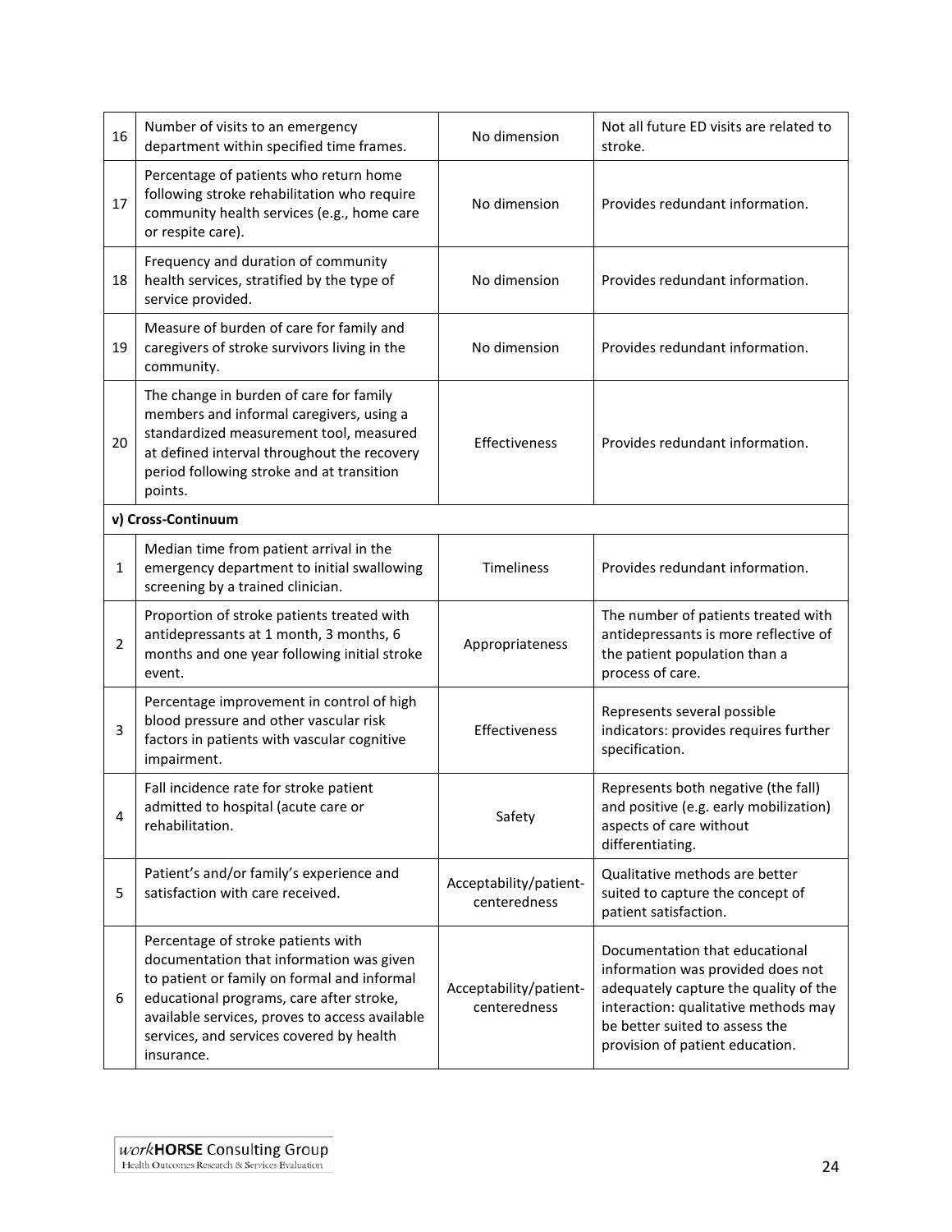| | | | |
|---|---|---|---|
| 16 | Number of visits to an emergency department within specified time frames. | No dimension | Not all future ED visits are related to stroke. |
| 17 | Percentage of patients who return home following stroke rehabilitation who require community health services (e.g., home care or respite care). | No dimension | Provides redundant information. |
| 18 | Frequency and duration of community health services, stratified by the type of service provided. | No dimension | Provides redundant information. |
| 19 | Measure of burden of care for family and caregivers of stroke survivors living in the community. | No dimension | Provides redundant information. |
| 20 | The change in burden of care for family members and informal caregivers, using a standardized measurement tool, measured at defined interval throughout the recovery period following stroke and at transition points. | Effectiveness | Provides redundant information. |
| **v) Cross-Continuum** | | | |
| 1 | Median time from patient arrival in the emergency department to initial swallowing screening by a trained clinician. | Timeliness | Provides redundant information. |
| 2 | Proportion of stroke patients treated with antidepressants at 1 month, 3 months, 6 months and one year following initial stroke event. | Appropriateness | The number of patients treated with antidepressants is more reflective of the patient population than a process of care. |
| 3 | Percentage improvement in control of high blood pressure and other vascular risk factors in patients with vascular cognitive impairment. | Effectiveness | Represents several possible indicators: provides requires further specification. |
| 4 | Fall incidence rate for stroke patient admitted to hospital (acute care or rehabilitation. | Safety | Represents both negative (the fall) and positive (e.g. early mobilization) aspects of care without differentiating. |
| 5 | Patient's and/or family's experience and satisfaction with care received. | Acceptability/patient-centeredness | Qualitative methods are better suited to capture the concept of patient satisfaction. |
| 6 | Percentage of stroke patients with documentation that information was given to patient or family on formal and informal educational programs, care after stroke, available services, proves to access available services, and services covered by health insurance. | Acceptability/patient-centeredness | Documentation that educational information was provided does not adequately capture the quality of the interaction: qualitative methods may be better suited to assess the provision of patient education. |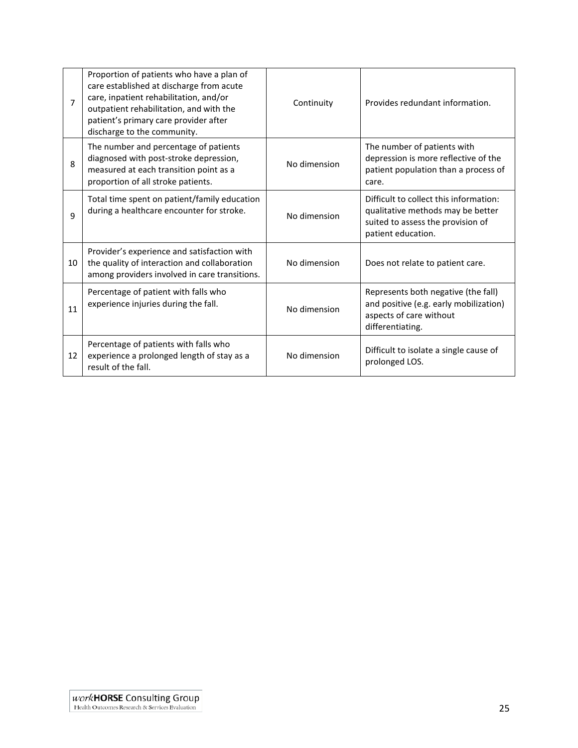| | | | |
|---|---|---|---|
| 7 | Proportion of patients who have a plan of care established at discharge from acute care, inpatient rehabilitation, and/or outpatient rehabilitation, and with the patient's primary care provider after discharge to the community. | Continuity | Provides redundant information. |
| 8 | The number and percentage of patients diagnosed with post-stroke depression, measured at each transition point as a proportion of all stroke patients. | No dimension | The number of patients with depression is more reflective of the patient population than a process of care. |
| 9 | Total time spent on patient/family education during a healthcare encounter for stroke. | No dimension | Difficult to collect this information: qualitative methods may be better suited to assess the provision of patient education. |
| 10 | Provider's experience and satisfaction with the quality of interaction and collaboration among providers involved in care transitions. | No dimension | Does not relate to patient care. |
| 11 | Percentage of patient with falls who experience injuries during the fall. | No dimension | Represents both negative (the fall) and positive (e.g. early mobilization) aspects of care without differentiating. |
| 12 | Percentage of patients with falls who experience a prolonged length of stay as a result of the fall. | No dimension | Difficult to isolate a single cause of prolonged LOS. |